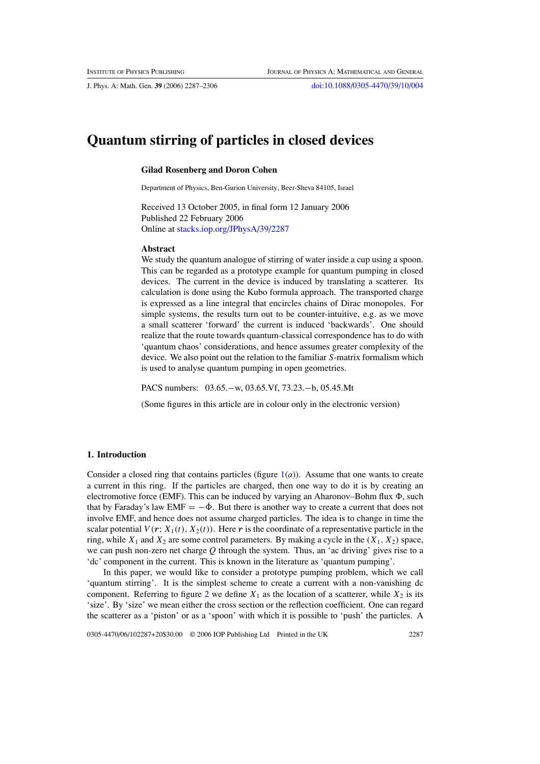# Quantum stirring of particles in closed devices

**Gilad Rosenberg and Doron Cohen**

Department of Physics, Ben-Gurion University, Beer-Sheva 84105, Israel

Received 13 October 2005, in final form 12 January 2006
Published 22 February 2006
Online at stacks.iop.org/JPhysA/39/2287

### Abstract

We study the quantum analogue of stirring of water inside a cup using a spoon. This can be regarded as a prototype example for quantum pumping in closed devices. The current in the device is induced by translating a scatterer. Its calculation is done using the Kubo formula approach. The transported charge is expressed as a line integral that encircles chains of Dirac monopoles. For simple systems, the results turn out to be counter-intuitive, e.g. as we move a small scatterer 'forward' the current is induced 'backwards'. One should realize that the route towards quantum-classical correspondence has to do with 'quantum chaos' considerations, and hence assumes greater complexity of the device. We also point out the relation to the familiar $S$-matrix formalism which is used to analyse quantum pumping in open geometries.

PACS numbers: 03.65.−w, 03.65.Vf, 73.23.−b, 05.45.Mt

(Some figures in this article are in colour only in the electronic version)

## 1. Introduction

Consider a closed ring that contains particles (figure 1(a)). Assume that one wants to create a current in this ring. If the particles are charged, then one way to do it is by creating an electromotive force (EMF). This can be induced by varying an Aharonov–Bohm flux $\Phi$, such that by Faraday's law EMF $= -\dot{\Phi}$. But there is another way to create a current that does not involve EMF, and hence does not assume charged particles. The idea is to change in time the scalar potential $V(\boldsymbol{r}; X_1(t), X_2(t))$. Here $\boldsymbol{r}$ is the coordinate of a representative particle in the ring, while $X_1$ and $X_2$ are some control parameters. By making a cycle in the $(X_1, X_2)$ space, we can push non-zero net charge $Q$ through the system. Thus, an 'ac driving' gives rise to a 'dc' component in the current. This is known in the literature as 'quantum pumping'.

In this paper, we would like to consider a prototype pumping problem, which we call 'quantum stirring'. It is the simplest scheme to create a current with a non-vanishing dc component. Referring to figure 2 we define $X_1$ as the location of a scatterer, while $X_2$ is its 'size'. By 'size' we mean either the cross section or the reflection coefficient. One can regard the scatterer as a 'piston' or as a 'spoon' with which it is possible to 'push' the particles. A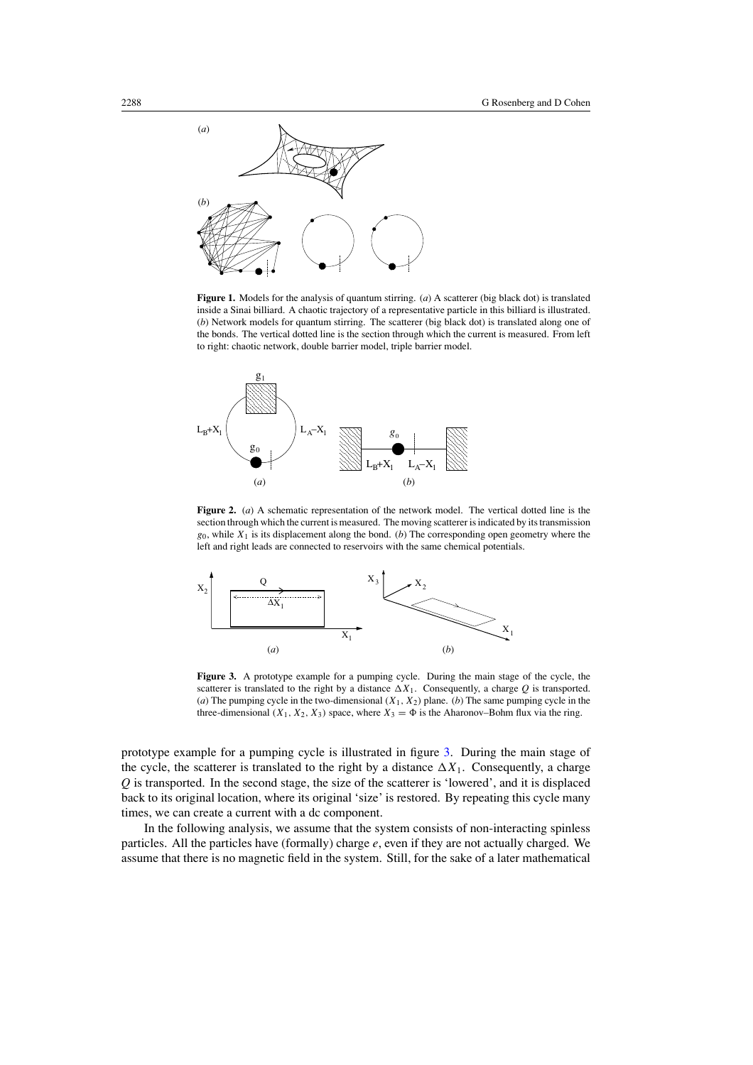**Figure 1.** Models for the analysis of quantum stirring. (*a*) A scatterer (big black dot) is translated inside a Sinai billiard. A chaotic trajectory of a representative particle in this billiard is illustrated. (*b*) Network models for quantum stirring. The scatterer (big black dot) is translated along one of the bonds. The vertical dotted line is the section through which the current is measured. From left to right: chaotic network, double barrier model, triple barrier model.

**Figure 2.** (*a*) A schematic representation of the network model. The vertical dotted line is the section through which the current is measured. The moving scatterer is indicated by its transmission $g_0$, while $X_1$ is its displacement along the bond. (*b*) The corresponding open geometry where the left and right leads are connected to reservoirs with the same chemical potentials.

**Figure 3.** A prototype example for a pumping cycle. During the main stage of the cycle, the scatterer is translated to the right by a distance $\Delta X_1$. Consequently, a charge $Q$ is transported. (*a*) The pumping cycle in the two-dimensional $(X_1, X_2)$ plane. (*b*) The same pumping cycle in the three-dimensional $(X_1, X_2, X_3)$ space, where $X_3 = \Phi$ is the Aharonov–Bohm flux via the ring.

prototype example for a pumping cycle is illustrated in figure 3. During the main stage of the cycle, the scatterer is translated to the right by a distance $\Delta X_1$. Consequently, a charge $Q$ is transported. In the second stage, the size of the scatterer is 'lowered', and it is displaced back to its original location, where its original 'size' is restored. By repeating this cycle many times, we can create a current with a dc component.

In the following analysis, we assume that the system consists of non-interacting spinless particles. All the particles have (formally) charge $e$, even if they are not actually charged. We assume that there is no magnetic field in the system. Still, for the sake of a later mathematical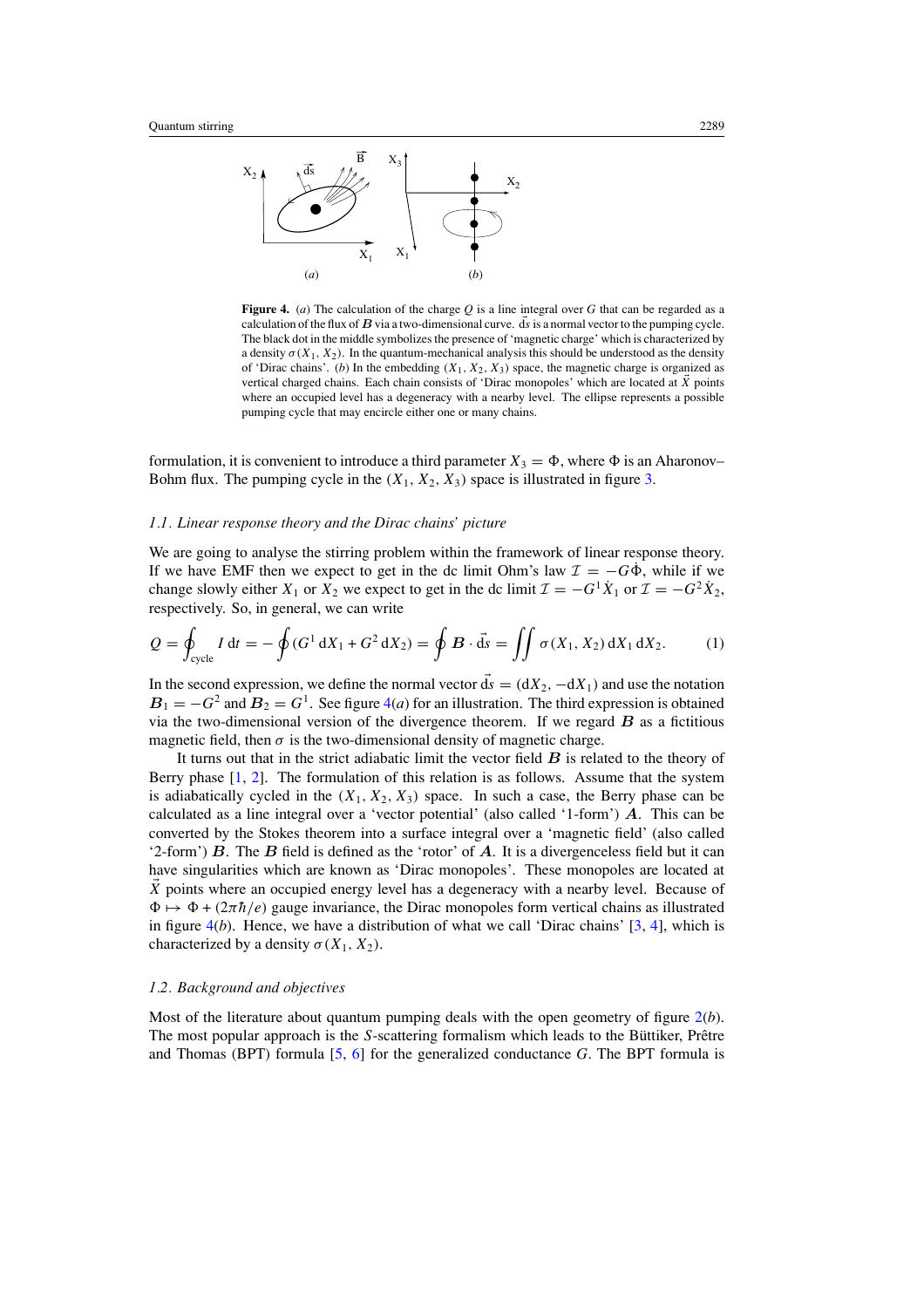**Figure 4.** (*a*) The calculation of the charge $Q$ is a line integral over $G$ that can be regarded as a calculation of the flux of $\boldsymbol{B}$ via a two-dimensional curve. $\vec{ds}$ is a normal vector to the pumping cycle. The black dot in the middle symbolizes the presence of 'magnetic charge' which is characterized by a density $\sigma(X_1, X_2)$. In the quantum-mechanical analysis this should be understood as the density of 'Dirac chains'. (*b*) In the embedding $(X_1, X_2, X_3)$ space, the magnetic charge is organized as vertical charged chains. Each chain consists of 'Dirac monopoles' which are located at $\vec{X}$ points where an occupied level has a degeneracy with a nearby level. The ellipse represents a possible pumping cycle that may encircle either one or many chains.

formulation, it is convenient to introduce a third parameter $X_3 = \Phi$, where $\Phi$ is an Aharonov–Bohm flux. The pumping cycle in the $(X_1, X_2, X_3)$ space is illustrated in figure 3.

### *1.1. Linear response theory and the Dirac chains' picture*

We are going to analyse the stirring problem within the framework of linear response theory. If we have EMF then we expect to get in the dc limit Ohm's law $\mathcal{I} = -G\dot{\Phi}$, while if we change slowly either $X_1$ or $X_2$ we expect to get in the dc limit $\mathcal{I} = -G^1\dot{X}_1$ or $\mathcal{I} = -G^2\dot{X}_2$, respectively. So, in general, we can write

$$Q = \oint_{\text{cycle}} I\,\mathrm{d}t = -\oint (G^1\,\mathrm{d}X_1 + G^2\,\mathrm{d}X_2) = \oint \boldsymbol{B}\cdot\vec{\mathrm{d}s} = \iint \sigma(X_1, X_2)\,\mathrm{d}X_1\,\mathrm{d}X_2. \tag{1}$$

In the second expression, we define the normal vector $\vec{\mathrm{d}s} = (\mathrm{d}X_2, -\mathrm{d}X_1)$ and use the notation $\boldsymbol{B}_1 = -G^2$ and $\boldsymbol{B}_2 = G^1$. See figure 4(*a*) for an illustration. The third expression is obtained via the two-dimensional version of the divergence theorem. If we regard $\boldsymbol{B}$ as a fictitious magnetic field, then $\sigma$ is the two-dimensional density of magnetic charge.

It turns out that in the strict adiabatic limit the vector field $\boldsymbol{B}$ is related to the theory of Berry phase [1, 2]. The formulation of this relation is as follows. Assume that the system is adiabatically cycled in the $(X_1, X_2, X_3)$ space. In such a case, the Berry phase can be calculated as a line integral over a 'vector potential' (also called '1-form') $\boldsymbol{A}$. This can be converted by the Stokes theorem into a surface integral over a 'magnetic field' (also called '2-form') $\boldsymbol{B}$. The $\boldsymbol{B}$ field is defined as the 'rotor' of $\boldsymbol{A}$. It is a divergenceless field but it can have singularities which are known as 'Dirac monopoles'. These monopoles are located at $\vec{X}$ points where an occupied energy level has a degeneracy with a nearby level. Because of $\Phi \mapsto \Phi + (2\pi\hbar/e)$ gauge invariance, the Dirac monopoles form vertical chains as illustrated in figure 4(*b*). Hence, we have a distribution of what we call 'Dirac chains' [3, 4], which is characterized by a density $\sigma(X_1, X_2)$.

### *1.2. Background and objectives*

Most of the literature about quantum pumping deals with the open geometry of figure 2(*b*). The most popular approach is the *S*-scattering formalism which leads to the Büttiker, Prêtre and Thomas (BPT) formula [5, 6] for the generalized conductance $G$. The BPT formula is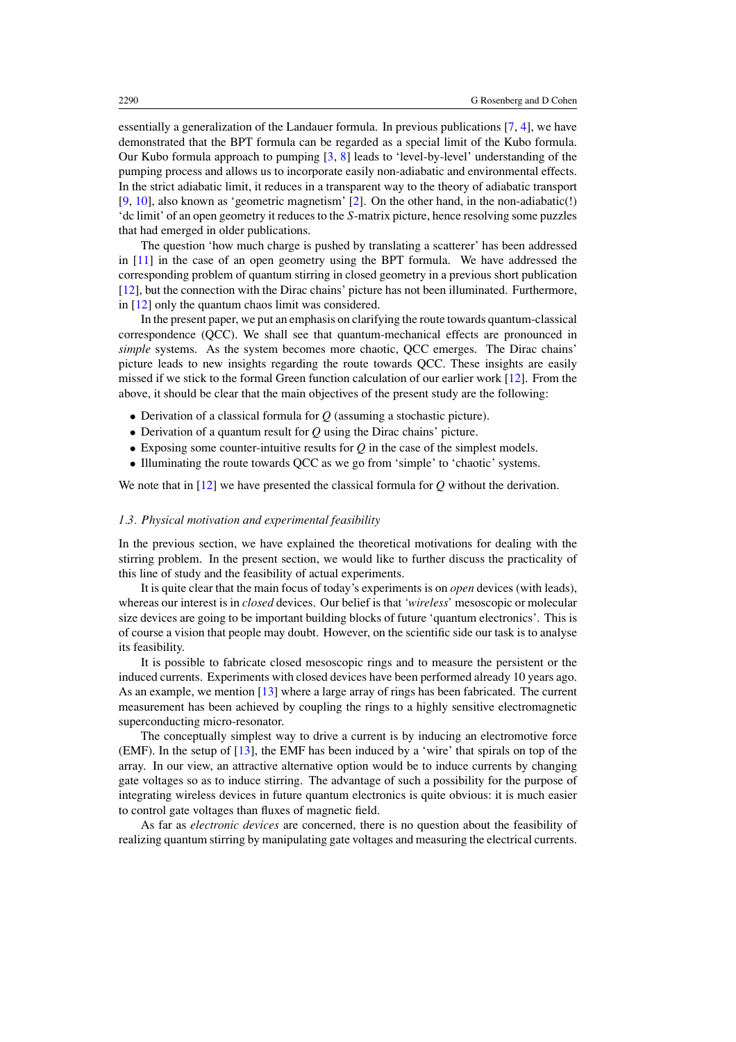essentially a generalization of the Landauer formula. In previous publications [7, 4], we have demonstrated that the BPT formula can be regarded as a special limit of the Kubo formula. Our Kubo formula approach to pumping [3, 8] leads to 'level-by-level' understanding of the pumping process and allows us to incorporate easily non-adiabatic and environmental effects. In the strict adiabatic limit, it reduces in a transparent way to the theory of adiabatic transport [9, 10], also known as 'geometric magnetism' [2]. On the other hand, in the non-adiabatic(!) 'dc limit' of an open geometry it reduces to the $S$-matrix picture, hence resolving some puzzles that had emerged in older publications.

The question 'how much charge is pushed by translating a scatterer' has been addressed in [11] in the case of an open geometry using the BPT formula. We have addressed the corresponding problem of quantum stirring in closed geometry in a previous short publication [12], but the connection with the Dirac chains' picture has not been illuminated. Furthermore, in [12] only the quantum chaos limit was considered.

In the present paper, we put an emphasis on clarifying the route towards quantum-classical correspondence (QCC). We shall see that quantum-mechanical effects are pronounced in *simple* systems. As the system becomes more chaotic, QCC emerges. The Dirac chains' picture leads to new insights regarding the route towards QCC. These insights are easily missed if we stick to the formal Green function calculation of our earlier work [12]. From the above, it should be clear that the main objectives of the present study are the following:

- Derivation of a classical formula for $Q$ (assuming a stochastic picture).
- Derivation of a quantum result for $Q$ using the Dirac chains' picture.
- Exposing some counter-intuitive results for $Q$ in the case of the simplest models.
- Illuminating the route towards QCC as we go from 'simple' to 'chaotic' systems.

We note that in [12] we have presented the classical formula for $Q$ without the derivation.

### *1.3. Physical motivation and experimental feasibility*

In the previous section, we have explained the theoretical motivations for dealing with the stirring problem. In the present section, we would like to further discuss the practicality of this line of study and the feasibility of actual experiments.

It is quite clear that the main focus of today's experiments is on *open* devices (with leads), whereas our interest is in *closed* devices. Our belief is that *'wireless'* mesoscopic or molecular size devices are going to be important building blocks of future 'quantum electronics'. This is of course a vision that people may doubt. However, on the scientific side our task is to analyse its feasibility.

It is possible to fabricate closed mesoscopic rings and to measure the persistent or the induced currents. Experiments with closed devices have been performed already 10 years ago. As an example, we mention [13] where a large array of rings has been fabricated. The current measurement has been achieved by coupling the rings to a highly sensitive electromagnetic superconducting micro-resonator.

The conceptually simplest way to drive a current is by inducing an electromotive force (EMF). In the setup of [13], the EMF has been induced by a 'wire' that spirals on top of the array. In our view, an attractive alternative option would be to induce currents by changing gate voltages so as to induce stirring. The advantage of such a possibility for the purpose of integrating wireless devices in future quantum electronics is quite obvious: it is much easier to control gate voltages than fluxes of magnetic field.

As far as *electronic devices* are concerned, there is no question about the feasibility of realizing quantum stirring by manipulating gate voltages and measuring the electrical currents.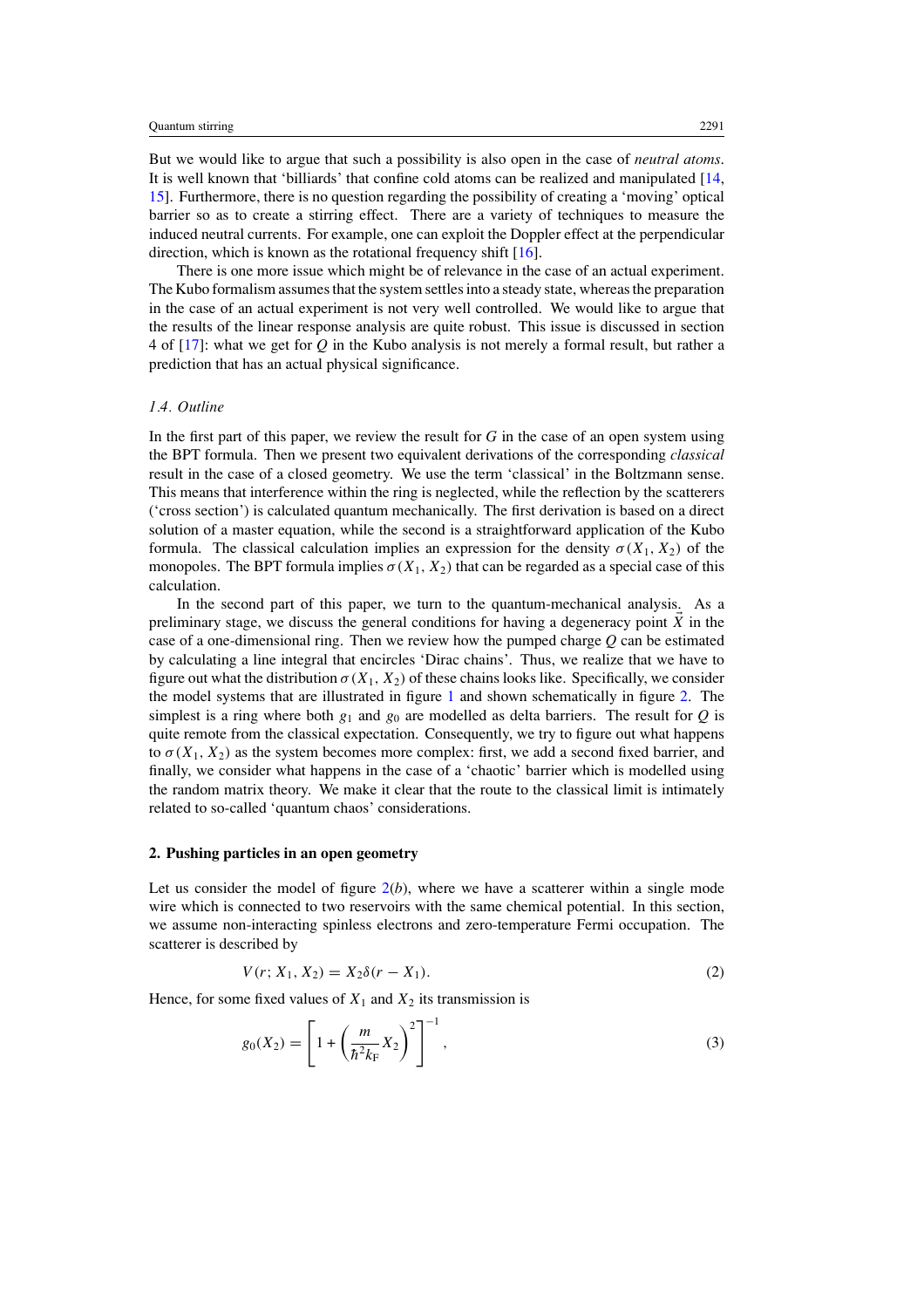But we would like to argue that such a possibility is also open in the case of *neutral atoms*. It is well known that 'billiards' that confine cold atoms can be realized and manipulated [14, 15]. Furthermore, there is no question regarding the possibility of creating a 'moving' optical barrier so as to create a stirring effect. There are a variety of techniques to measure the induced neutral currents. For example, one can exploit the Doppler effect at the perpendicular direction, which is known as the rotational frequency shift [16].

There is one more issue which might be of relevance in the case of an actual experiment. The Kubo formalism assumes that the system settles into a steady state, whereas the preparation in the case of an actual experiment is not very well controlled. We would like to argue that the results of the linear response analysis are quite robust. This issue is discussed in section 4 of [17]: what we get for $Q$ in the Kubo analysis is not merely a formal result, but rather a prediction that has an actual physical significance.

### *1.4. Outline*

In the first part of this paper, we review the result for $G$ in the case of an open system using the BPT formula. Then we present two equivalent derivations of the corresponding *classical* result in the case of a closed geometry. We use the term 'classical' in the Boltzmann sense. This means that interference within the ring is neglected, while the reflection by the scatterers ('cross section') is calculated quantum mechanically. The first derivation is based on a direct solution of a master equation, while the second is a straightforward application of the Kubo formula. The classical calculation implies an expression for the density $\sigma(X_1, X_2)$ of the monopoles. The BPT formula implies $\sigma(X_1, X_2)$ that can be regarded as a special case of this calculation.

In the second part of this paper, we turn to the quantum-mechanical analysis. As a preliminary stage, we discuss the general conditions for having a degeneracy point $\vec{X}$ in the case of a one-dimensional ring. Then we review how the pumped charge $Q$ can be estimated by calculating a line integral that encircles 'Dirac chains'. Thus, we realize that we have to figure out what the distribution $\sigma(X_1, X_2)$ of these chains looks like. Specifically, we consider the model systems that are illustrated in figure 1 and shown schematically in figure 2. The simplest is a ring where both $g_1$ and $g_0$ are modelled as delta barriers. The result for $Q$ is quite remote from the classical expectation. Consequently, we try to figure out what happens to $\sigma(X_1, X_2)$ as the system becomes more complex: first, we add a second fixed barrier, and finally, we consider what happens in the case of a 'chaotic' barrier which is modelled using the random matrix theory. We make it clear that the route to the classical limit is intimately related to so-called 'quantum chaos' considerations.

## 2. Pushing particles in an open geometry

Let us consider the model of figure 2($b$), where we have a scatterer within a single mode wire which is connected to two reservoirs with the same chemical potential. In this section, we assume non-interacting spinless electrons and zero-temperature Fermi occupation. The scatterer is described by

$$V(r; X_1, X_2) = X_2\delta(r - X_1). \tag{2}$$

Hence, for some fixed values of $X_1$ and $X_2$ its transmission is

$$g_0(X_2) = \left[1 + \left(\frac{m}{\hbar^2 k_{\mathrm{F}}} X_2\right)^2\right]^{-1}, \tag{3}$$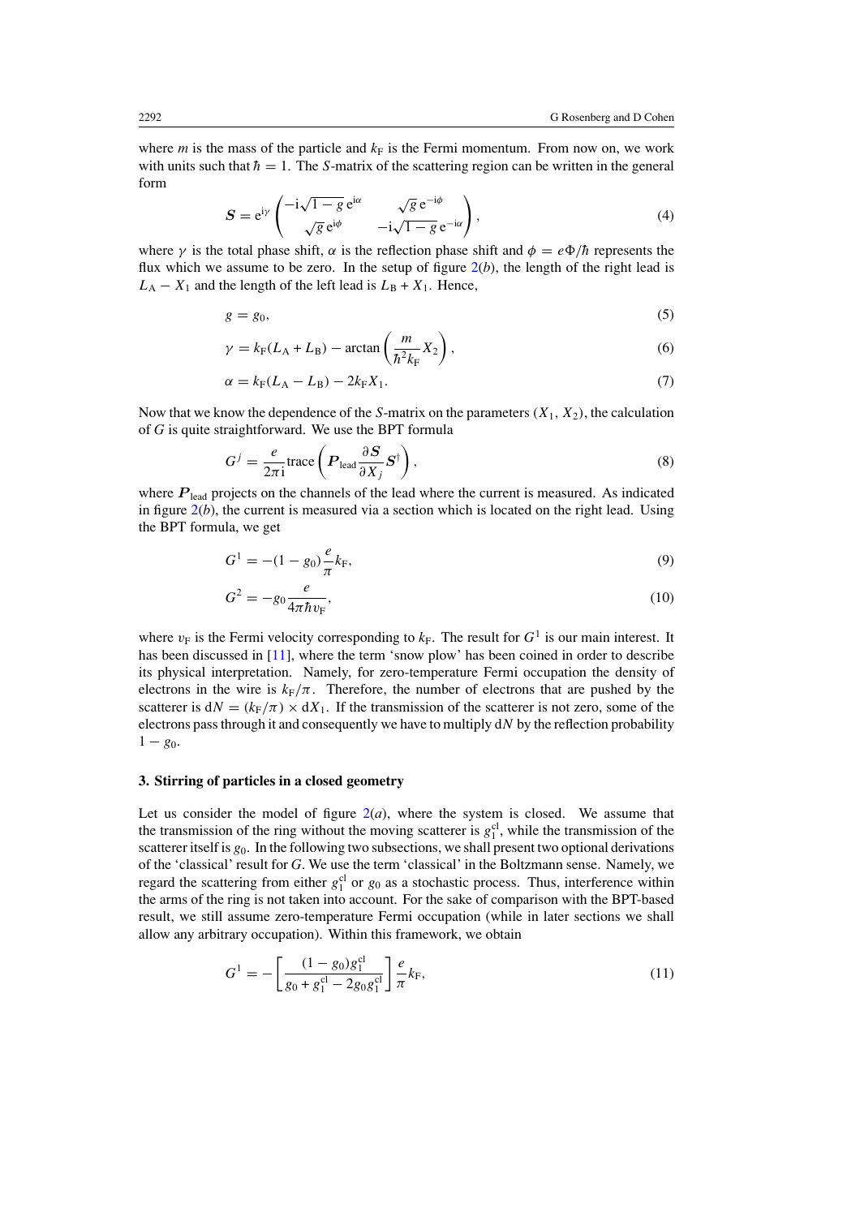where $m$ is the mass of the particle and $k_F$ is the Fermi momentum. From now on, we work with units such that $\hbar = 1$. The $S$-matrix of the scattering region can be written in the general form

$$\boldsymbol{S} = e^{i\gamma} \begin{pmatrix} -i\sqrt{1-g}\, e^{i\alpha} & \sqrt{g}\, e^{-i\phi} \\ \sqrt{g}\, e^{i\phi} & -i\sqrt{1-g}\, e^{-i\alpha} \end{pmatrix}, \tag{4}$$

where $\gamma$ is the total phase shift, $\alpha$ is the reflection phase shift and $\phi = e\Phi/\hbar$ represents the flux which we assume to be zero. In the setup of figure 2(*b*), the length of the right lead is $L_A - X_1$ and the length of the left lead is $L_B + X_1$. Hence,

$$g = g_0, \tag{5}$$

$$\gamma = k_F(L_A + L_B) - \arctan\left(\frac{m}{\hbar^2 k_F} X_2\right), \tag{6}$$

$$\alpha = k_F(L_A - L_B) - 2k_F X_1. \tag{7}$$

Now that we know the dependence of the $S$-matrix on the parameters $(X_1, X_2)$, the calculation of $G$ is quite straightforward. We use the BPT formula

$$G^j = \frac{e}{2\pi i} \mathrm{trace}\left(\boldsymbol{P}_{\mathrm{lead}} \frac{\partial \boldsymbol{S}}{\partial X_j} \boldsymbol{S}^{\dagger}\right), \tag{8}$$

where $\boldsymbol{P}_{\mathrm{lead}}$ projects on the channels of the lead where the current is measured. As indicated in figure 2(*b*), the current is measured via a section which is located on the right lead. Using the BPT formula, we get

$$G^1 = -(1 - g_0)\frac{e}{\pi} k_F, \tag{9}$$

$$G^2 = -g_0 \frac{e}{4\pi\hbar v_F}, \tag{10}$$

where $v_F$ is the Fermi velocity corresponding to $k_F$. The result for $G^1$ is our main interest. It has been discussed in [11], where the term 'snow plow' has been coined in order to describe its physical interpretation. Namely, for zero-temperature Fermi occupation the density of electrons in the wire is $k_F/\pi$. Therefore, the number of electrons that are pushed by the scatterer is $dN = (k_F/\pi) \times dX_1$. If the transmission of the scatterer is not zero, some of the electrons pass through it and consequently we have to multiply $dN$ by the reflection probability $1 - g_0$.

### 3. Stirring of particles in a closed geometry

Let us consider the model of figure 2(*a*), where the system is closed. We assume that the transmission of the ring without the moving scatterer is $g_1^{\mathrm{cl}}$, while the transmission of the scatterer itself is $g_0$. In the following two subsections, we shall present two optional derivations of the 'classical' result for $G$. We use the term 'classical' in the Boltzmann sense. Namely, we regard the scattering from either $g_1^{\mathrm{cl}}$ or $g_0$ as a stochastic process. Thus, interference within the arms of the ring is not taken into account. For the sake of comparison with the BPT-based result, we still assume zero-temperature Fermi occupation (while in later sections we shall allow any arbitrary occupation). Within this framework, we obtain

$$G^1 = -\left[\frac{(1 - g_0)g_1^{\mathrm{cl}}}{g_0 + g_1^{\mathrm{cl}} - 2g_0 g_1^{\mathrm{cl}}}\right] \frac{e}{\pi} k_F, \tag{11}$$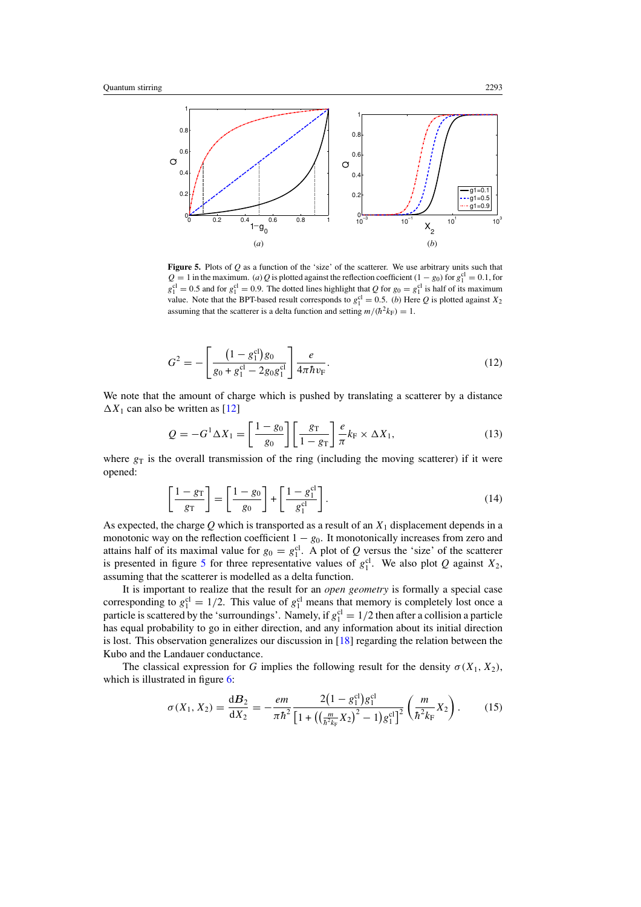**Figure 5.** Plots of $Q$ as a function of the 'size' of the scatterer. We use arbitrary units such that $Q = 1$ in the maximum. *(a)* $Q$ is plotted against the reflection coefficient $(1 - g_0)$ for $g_1^{\rm cl} = 0.1$, for $g_1^{\rm cl} = 0.5$ and for $g_1^{\rm cl} = 0.9$. The dotted lines highlight that $Q$ for $g_0 = g_1^{\rm cl}$ is half of its maximum value. Note that the BPT-based result corresponds to $g_1^{\rm cl} = 0.5$. *(b)* Here $Q$ is plotted against $X_2$ assuming that the scatterer is a delta function and setting $m/(\hbar^2 k_{\rm F}) = 1$.

$$G^2 = -\left[\frac{\left(1 - g_1^{\rm cl}\right) g_0}{g_0 + g_1^{\rm cl} - 2 g_0 g_1^{\rm cl}}\right] \frac{e}{4\pi\hbar v_{\rm F}}. \tag{12}$$

We note that the amount of charge which is pushed by translating a scatterer by a distance $\Delta X_1$ can also be written as [12]

$$Q = -G^1 \Delta X_1 = \left[\frac{1 - g_0}{g_0}\right]\left[\frac{g_{\rm T}}{1 - g_{\rm T}}\right] \frac{e}{\pi} k_{\rm F} \times \Delta X_1, \tag{13}$$

where $g_{\rm T}$ is the overall transmission of the ring (including the moving scatterer) if it were opened:

$$\left[\frac{1 - g_{\rm T}}{g_{\rm T}}\right] = \left[\frac{1 - g_0}{g_0}\right] + \left[\frac{1 - g_1^{\rm cl}}{g_1^{\rm cl}}\right]. \tag{14}$$

As expected, the charge $Q$ which is transported as a result of an $X_1$ displacement depends in a monotonic way on the reflection coefficient $1 - g_0$. It monotonically increases from zero and attains half of its maximal value for $g_0 = g_1^{\rm cl}$. A plot of $Q$ versus the 'size' of the scatterer is presented in figure 5 for three representative values of $g_1^{\rm cl}$. We also plot $Q$ against $X_2$, assuming that the scatterer is modelled as a delta function.

It is important to realize that the result for an *open geometry* is formally a special case corresponding to $g_1^{\rm cl} = 1/2$. This value of $g_1^{\rm cl}$ means that memory is completely lost once a particle is scattered by the 'surroundings'. Namely, if $g_1^{\rm cl} = 1/2$ then after a collision a particle has equal probability to go in either direction, and any information about its initial direction is lost. This observation generalizes our discussion in [18] regarding the relation between the Kubo and the Landauer conductance.

The classical expression for $G$ implies the following result for the density $\sigma(X_1, X_2)$, which is illustrated in figure 6:

$$\sigma(X_1, X_2) = \frac{\mathrm{d}\boldsymbol{B}_2}{\mathrm{d}X_2} = -\frac{em}{\pi\hbar^2} \frac{2\left(1 - g_1^{\rm cl}\right) g_1^{\rm cl}}{\left[1 + \left(\left(\frac{m}{\hbar^2 k_{\rm F}} X_2\right)^2 - 1\right) g_1^{\rm cl}\right]^2} \left(\frac{m}{\hbar^2 k_{\rm F}} X_2\right). \tag{15}$$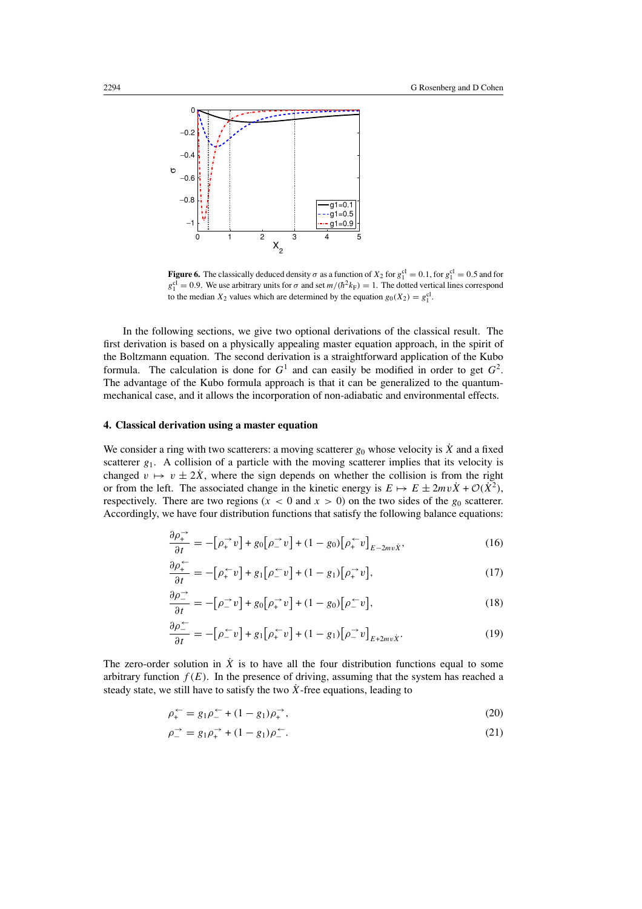**Figure 6.** The classically deduced density $\sigma$ as a function of $X_2$ for $g_1^{\text{cl}} = 0.1$, for $g_1^{\text{cl}} = 0.5$ and for $g_1^{\text{cl}} = 0.9$. We use arbitrary units for $\sigma$ and set $m/(\hbar^2 k_{\text{F}}) = 1$. The dotted vertical lines correspond to the median $X_2$ values which are determined by the equation $g_0(X_2) = g_1^{\text{cl}}$.

In the following sections, we give two optional derivations of the classical result. The first derivation is based on a physically appealing master equation approach, in the spirit of the Boltzmann equation. The second derivation is a straightforward application of the Kubo formula. The calculation is done for $G^1$ and can easily be modified in order to get $G^2$. The advantage of the Kubo formula approach is that it can be generalized to the quantum-mechanical case, and it allows the incorporation of non-adiabatic and environmental effects.

## 4. Classical derivation using a master equation

We consider a ring with two scatterers: a moving scatterer $g_0$ whose velocity is $\dot{X}$ and a fixed scatterer $g_1$. A collision of a particle with the moving scatterer implies that its velocity is changed $v \mapsto v \pm 2\dot{X}$, where the sign depends on whether the collision is from the right or from the left. The associated change in the kinetic energy is $E \mapsto E \pm 2mv\dot{X} + \mathcal{O}(\dot{X}^2)$, respectively. There are two regions ($x < 0$ and $x > 0$) on the two sides of the $g_0$ scatterer. Accordingly, we have four distribution functions that satisfy the following balance equations:

$$\frac{\partial \rho_+^{\rightarrow}}{\partial t} = -\left[\rho_+^{\rightarrow} v\right] + g_0\left[\rho_-^{\rightarrow} v\right] + (1 - g_0)\left[\rho_+^{\leftarrow} v\right]_{E - 2mv\dot{X}}, \tag{16}$$

$$\frac{\partial \rho_+^{\leftarrow}}{\partial t} = -\left[\rho_+^{\leftarrow} v\right] + g_1\left[\rho_-^{\leftarrow} v\right] + (1 - g_1)\left[\rho_+^{\rightarrow} v\right], \tag{17}$$

$$\frac{\partial \rho_-^{\rightarrow}}{\partial t} = -\left[\rho_-^{\rightarrow} v\right] + g_0\left[\rho_+^{\rightarrow} v\right] + (1 - g_0)\left[\rho_-^{\leftarrow} v\right], \tag{18}$$

$$\frac{\partial \rho_-^{\leftarrow}}{\partial t} = -\left[\rho_-^{\leftarrow} v\right] + g_1\left[\rho_+^{\leftarrow} v\right] + (1 - g_1)\left[\rho_-^{\rightarrow} v\right]_{E + 2mv\dot{X}}. \tag{19}$$

The zero-order solution in $\dot{X}$ is to have all the four distribution functions equal to some arbitrary function $f(E)$. In the presence of driving, assuming that the system has reached a steady state, we still have to satisfy the two $\dot{X}$-free equations, leading to

$$\rho_+^{\leftarrow} = g_1\rho_-^{\leftarrow} + (1 - g_1)\rho_+^{\rightarrow}, \tag{20}$$

$$\rho_-^{\rightarrow} = g_1\rho_+^{\rightarrow} + (1 - g_1)\rho_-^{\leftarrow}. \tag{21}$$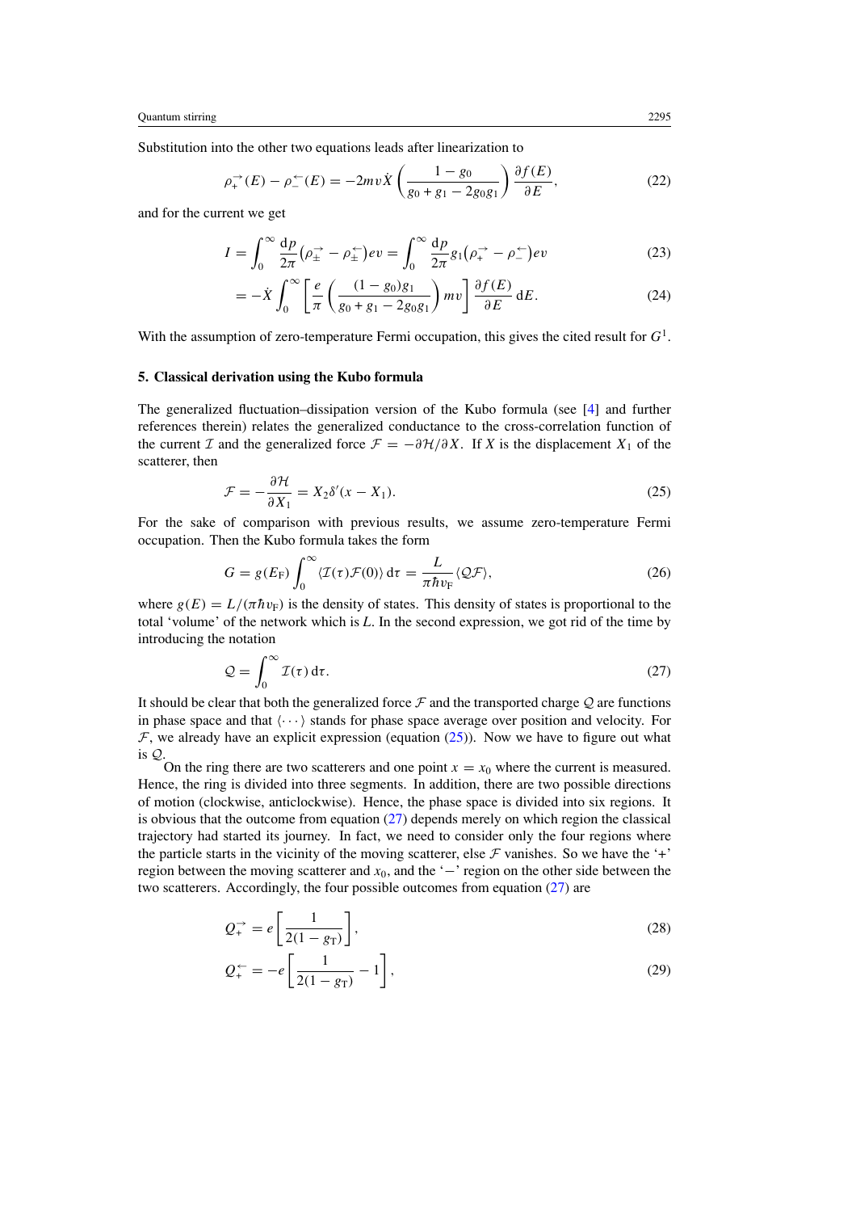Substitution into the other two equations leads after linearization to

$$\rho_{+}^{\rightarrow}(E) - \rho_{-}^{\leftarrow}(E) = -2mv\dot{X}\left(\frac{1-g_0}{g_0+g_1-2g_0g_1}\right)\frac{\partial f(E)}{\partial E}, \tag{22}$$

and for the current we get

$$I = \int_0^\infty \frac{\mathrm{d}p}{2\pi}\left(\rho_{\pm}^{\rightarrow} - \rho_{\pm}^{\leftarrow}\right)ev = \int_0^\infty \frac{\mathrm{d}p}{2\pi} g_1\left(\rho_{+}^{\rightarrow} - \rho_{-}^{\leftarrow}\right)ev \tag{23}$$

$$= -\dot{X}\int_0^\infty \left[\frac{e}{\pi}\left(\frac{(1-g_0)g_1}{g_0+g_1-2g_0g_1}\right)mv\right]\frac{\partial f(E)}{\partial E}\,\mathrm{d}E. \tag{24}$$

With the assumption of zero-temperature Fermi occupation, this gives the cited result for $G^1$.

## 5. Classical derivation using the Kubo formula

The generalized fluctuation–dissipation version of the Kubo formula (see [4] and further references therein) relates the generalized conductance to the cross-correlation function of the current $\mathcal{I}$ and the generalized force $\mathcal{F} = -\partial\mathcal{H}/\partial X$. If $X$ is the displacement $X_1$ of the scatterer, then

$$\mathcal{F} = -\frac{\partial \mathcal{H}}{\partial X_1} = X_2\delta'(x - X_1). \tag{25}$$

For the sake of comparison with previous results, we assume zero-temperature Fermi occupation. Then the Kubo formula takes the form

$$G = g(E_{\mathrm{F}})\int_0^\infty \langle \mathcal{I}(\tau)\mathcal{F}(0)\rangle\,\mathrm{d}\tau = \frac{L}{\pi\hbar v_{\mathrm{F}}}\langle \mathcal{Q}\mathcal{F}\rangle, \tag{26}$$

where $g(E) = L/(\pi\hbar v_{\mathrm{F}})$ is the density of states. This density of states is proportional to the total 'volume' of the network which is $L$. In the second expression, we got rid of the time by introducing the notation

$$\mathcal{Q} = \int_0^\infty \mathcal{I}(\tau)\,\mathrm{d}\tau. \tag{27}$$

It should be clear that both the generalized force $\mathcal{F}$ and the transported charge $\mathcal{Q}$ are functions in phase space and that $\langle\cdots\rangle$ stands for phase space average over position and velocity. For $\mathcal{F}$, we already have an explicit expression (equation (25)). Now we have to figure out what is $\mathcal{Q}$.

On the ring there are two scatterers and one point $x = x_0$ where the current is measured. Hence, the ring is divided into three segments. In addition, there are two possible directions of motion (clockwise, anticlockwise). Hence, the phase space is divided into six regions. It is obvious that the outcome from equation (27) depends merely on which region the classical trajectory had started its journey. In fact, we need to consider only the four regions where the particle starts in the vicinity of the moving scatterer, else $\mathcal{F}$ vanishes. So we have the '+' region between the moving scatterer and $x_0$, and the '−' region on the other side between the two scatterers. Accordingly, the four possible outcomes from equation (27) are

$$Q_{+}^{\rightarrow} = e\left[\frac{1}{2(1-g_{\mathrm{T}})}\right], \tag{28}$$

$$Q_{+}^{\leftarrow} = -e\left[\frac{1}{2(1-g_{\mathrm{T}})} - 1\right], \tag{29}$$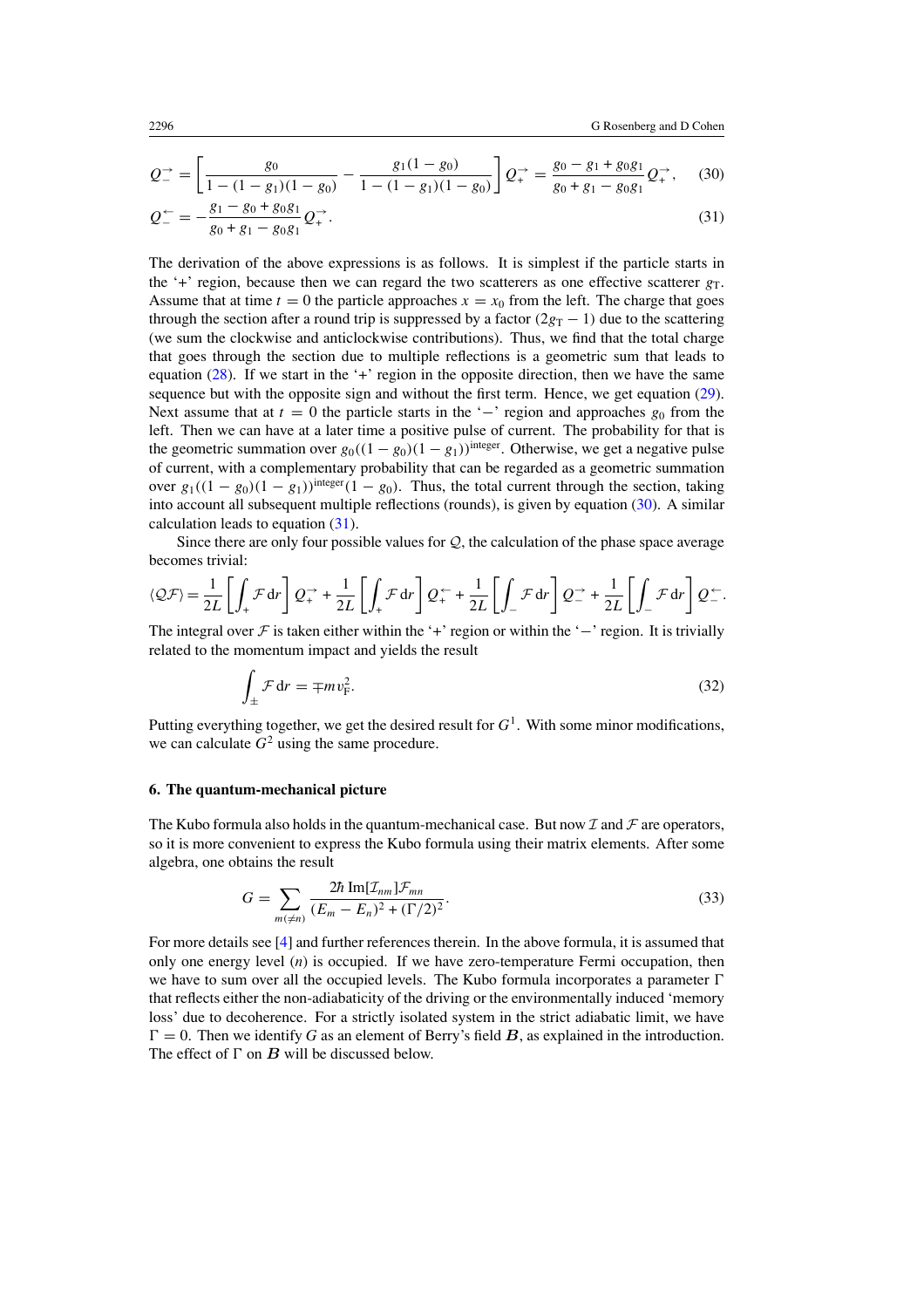$$Q_-^{\rightarrow} = \left[\frac{g_0}{1-(1-g_1)(1-g_0)} - \frac{g_1(1-g_0)}{1-(1-g_1)(1-g_0)}\right] Q_+^{\rightarrow} = \frac{g_0 - g_1 + g_0 g_1}{g_0 + g_1 - g_0 g_1} Q_+^{\rightarrow}, \quad (30)$$

$$Q_-^{\leftarrow} = -\frac{g_1 - g_0 + g_0 g_1}{g_0 + g_1 - g_0 g_1} Q_+^{\rightarrow}. \quad (31)$$

The derivation of the above expressions is as follows. It is simplest if the particle starts in the '+' region, because then we can regard the two scatterers as one effective scatterer $g_T$. Assume that at time $t = 0$ the particle approaches $x = x_0$ from the left. The charge that goes through the section after a round trip is suppressed by a factor $(2g_T - 1)$ due to the scattering (we sum the clockwise and anticlockwise contributions). Thus, we find that the total charge that goes through the section due to multiple reflections is a geometric sum that leads to equation (28). If we start in the '+' region in the opposite direction, then we have the same sequence but with the opposite sign and without the first term. Hence, we get equation (29). Next assume that at $t = 0$ the particle starts in the '$-$' region and approaches $g_0$ from the left. Then we can have at a later time a positive pulse of current. The probability for that is the geometric summation over $g_0((1-g_0)(1-g_1))^{\text{integer}}$. Otherwise, we get a negative pulse of current, with a complementary probability that can be regarded as a geometric summation over $g_1((1-g_0)(1-g_1))^{\text{integer}}(1-g_0)$. Thus, the total current through the section, taking into account all subsequent multiple reflections (rounds), is given by equation (30). A similar calculation leads to equation (31).

Since there are only four possible values for $\mathcal{Q}$, the calculation of the phase space average becomes trivial:

$$\langle \mathcal{Q}\mathcal{F}\rangle = \frac{1}{2L}\left[\int_+ \mathcal{F}\,\mathrm{d}r\right] Q_+^{\rightarrow} + \frac{1}{2L}\left[\int_+ \mathcal{F}\,\mathrm{d}r\right] Q_+^{\leftarrow} + \frac{1}{2L}\left[\int_- \mathcal{F}\,\mathrm{d}r\right] Q_-^{\rightarrow} + \frac{1}{2L}\left[\int_- \mathcal{F}\,\mathrm{d}r\right] Q_-^{\leftarrow}.$$

The integral over $\mathcal{F}$ is taken either within the '+' region or within the '$-$' region. It is trivially related to the momentum impact and yields the result

$$\int_\pm \mathcal{F}\,\mathrm{d}r = \mp m v_\mathrm{F}^2. \quad (32)$$

Putting everything together, we get the desired result for $G^1$. With some minor modifications, we can calculate $G^2$ using the same procedure.

### 6. The quantum-mechanical picture

The Kubo formula also holds in the quantum-mechanical case. But now $\mathcal{I}$ and $\mathcal{F}$ are operators, so it is more convenient to express the Kubo formula using their matrix elements. After some algebra, one obtains the result

$$G = \sum_{m(\neq n)} \frac{2\hbar\,\mathrm{Im}[\mathcal{I}_{nm}]\mathcal{F}_{mn}}{(E_m - E_n)^2 + (\Gamma/2)^2}. \quad (33)$$

For more details see [4] and further references therein. In the above formula, it is assumed that only one energy level $(n)$ is occupied. If we have zero-temperature Fermi occupation, then we have to sum over all the occupied levels. The Kubo formula incorporates a parameter $\Gamma$ that reflects either the non-adiabaticity of the driving or the environmentally induced 'memory loss' due to decoherence. For a strictly isolated system in the strict adiabatic limit, we have $\Gamma = 0$. Then we identify $G$ as an element of Berry's field $\boldsymbol{B}$, as explained in the introduction. The effect of $\Gamma$ on $\boldsymbol{B}$ will be discussed below.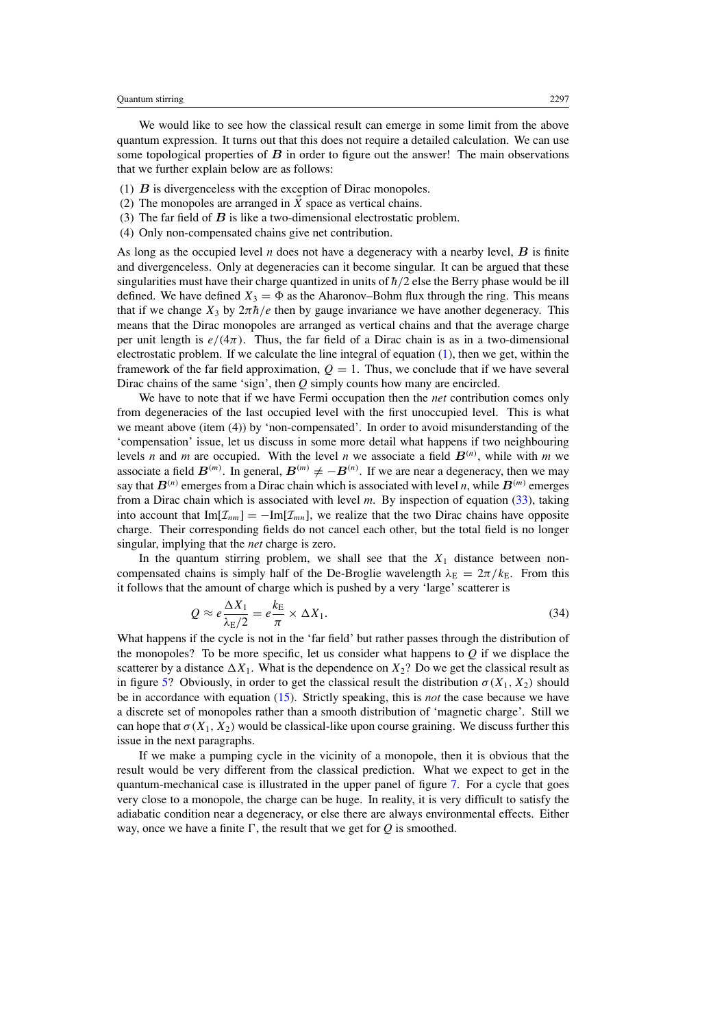We would like to see how the classical result can emerge in some limit from the above quantum expression. It turns out that this does not require a detailed calculation. We can use some topological properties of $\boldsymbol{B}$ in order to figure out the answer! The main observations that we further explain below are as follows:

(1) $\boldsymbol{B}$ is divergenceless with the exception of Dirac monopoles.
(2) The monopoles are arranged in $\vec{X}$ space as vertical chains.
(3) The far field of $\boldsymbol{B}$ is like a two-dimensional electrostatic problem.
(4) Only non-compensated chains give net contribution.

As long as the occupied level $n$ does not have a degeneracy with a nearby level, $\boldsymbol{B}$ is finite and divergenceless. Only at degeneracies can it become singular. It can be argued that these singularities must have their charge quantized in units of $\hbar/2$ else the Berry phase would be ill defined. We have defined $X_3 = \Phi$ as the Aharonov–Bohm flux through the ring. This means that if we change $X_3$ by $2\pi\hbar/e$ then by gauge invariance we have another degeneracy. This means that the Dirac monopoles are arranged as vertical chains and that the average charge per unit length is $e/(4\pi)$. Thus, the far field of a Dirac chain is as in a two-dimensional electrostatic problem. If we calculate the line integral of equation (1), then we get, within the framework of the far field approximation, $Q = 1$. Thus, we conclude that if we have several Dirac chains of the same 'sign', then $Q$ simply counts how many are encircled.

We have to note that if we have Fermi occupation then the *net* contribution comes only from degeneracies of the last occupied level with the first unoccupied level. This is what we meant above (item (4)) by 'non-compensated'. In order to avoid misunderstanding of the 'compensation' issue, let us discuss in some more detail what happens if two neighbouring levels $n$ and $m$ are occupied. With the level $n$ we associate a field $\boldsymbol{B}^{(n)}$, while with $m$ we associate a field $\boldsymbol{B}^{(m)}$. In general, $\boldsymbol{B}^{(m)} \neq -\boldsymbol{B}^{(n)}$. If we are near a degeneracy, then we may say that $\boldsymbol{B}^{(n)}$ emerges from a Dirac chain which is associated with level $n$, while $\boldsymbol{B}^{(m)}$ emerges from a Dirac chain which is associated with level $m$. By inspection of equation (33), taking into account that $\mathrm{Im}[\mathcal{I}_{nm}] = -\mathrm{Im}[\mathcal{I}_{mn}]$, we realize that the two Dirac chains have opposite charge. Their corresponding fields do not cancel each other, but the total field is no longer singular, implying that the *net* charge is zero.

In the quantum stirring problem, we shall see that the $X_1$ distance between non-compensated chains is simply half of the De-Broglie wavelength $\lambda_{\mathrm{E}} = 2\pi/k_{\mathrm{E}}$. From this it follows that the amount of charge which is pushed by a very 'large' scatterer is

$$Q \approx e\frac{\Delta X_1}{\lambda_{\mathrm{E}}/2} = e\frac{k_{\mathrm{E}}}{\pi} \times \Delta X_1. \tag{34}$$

What happens if the cycle is not in the 'far field' but rather passes through the distribution of the monopoles? To be more specific, let us consider what happens to $Q$ if we displace the scatterer by a distance $\Delta X_1$. What is the dependence on $X_2$? Do we get the classical result as in figure 5? Obviously, in order to get the classical result the distribution $\sigma(X_1, X_2)$ should be in accordance with equation (15). Strictly speaking, this is *not* the case because we have a discrete set of monopoles rather than a smooth distribution of 'magnetic charge'. Still we can hope that $\sigma(X_1, X_2)$ would be classical-like upon course graining. We discuss further this issue in the next paragraphs.

If we make a pumping cycle in the vicinity of a monopole, then it is obvious that the result would be very different from the classical prediction. What we expect to get in the quantum-mechanical case is illustrated in the upper panel of figure 7. For a cycle that goes very close to a monopole, the charge can be huge. In reality, it is very difficult to satisfy the adiabatic condition near a degeneracy, or else there are always environmental effects. Either way, once we have a finite $\Gamma$, the result that we get for $Q$ is smoothed.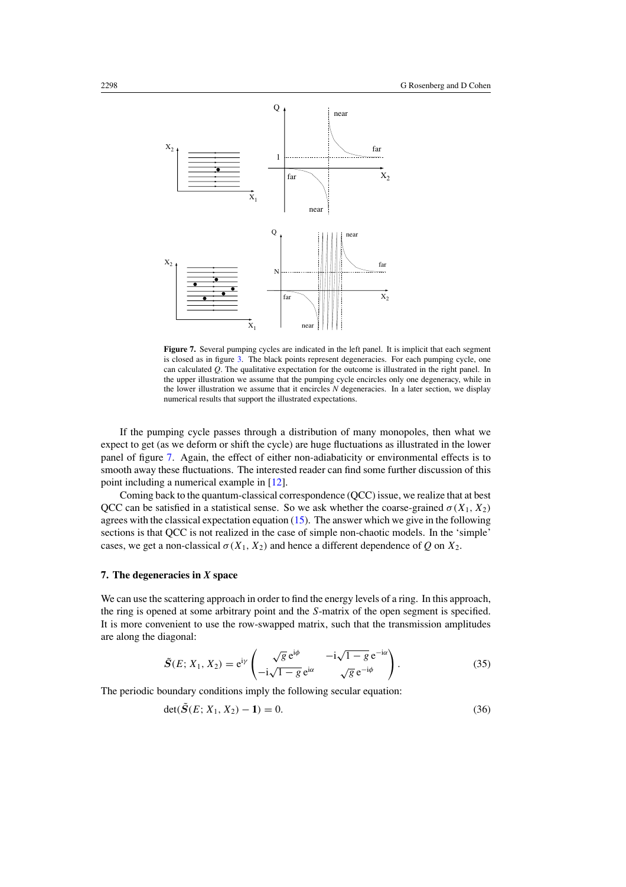**Figure 7.** Several pumping cycles are indicated in the left panel. It is implicit that each segment is closed as in figure 3. The black points represent degeneracies. For each pumping cycle, one can calculated $Q$. The qualitative expectation for the outcome is illustrated in the right panel. In the upper illustration we assume that the pumping cycle encircles only one degeneracy, while in the lower illustration we assume that it encircles $N$ degeneracies. In a later section, we display numerical results that support the illustrated expectations.

If the pumping cycle passes through a distribution of many monopoles, then what we expect to get (as we deform or shift the cycle) are huge fluctuations as illustrated in the lower panel of figure 7. Again, the effect of either non-adiabaticity or environmental effects is to smooth away these fluctuations. The interested reader can find some further discussion of this point including a numerical example in [12].

Coming back to the quantum-classical correspondence (QCC) issue, we realize that at best QCC can be satisfied in a statistical sense. So we ask whether the coarse-grained $\sigma(X_1, X_2)$ agrees with the classical expectation equation (15). The answer which we give in the following sections is that QCC is not realized in the case of simple non-chaotic models. In the 'simple' cases, we get a non-classical $\sigma(X_1, X_2)$ and hence a different dependence of $Q$ on $X_2$.

## 7. The degeneracies in $X$ space

We can use the scattering approach in order to find the energy levels of a ring. In this approach, the ring is opened at some arbitrary point and the $S$-matrix of the open segment is specified. It is more convenient to use the row-swapped matrix, such that the transmission amplitudes are along the diagonal:

$$\tilde{\boldsymbol{S}}(E; X_1, X_2) = \mathrm{e}^{\mathrm{i}\gamma} \begin{pmatrix} \sqrt{g}\,\mathrm{e}^{\mathrm{i}\phi} & -\mathrm{i}\sqrt{1-g}\,\mathrm{e}^{-\mathrm{i}\alpha} \\ -\mathrm{i}\sqrt{1-g}\,\mathrm{e}^{\mathrm{i}\alpha} & \sqrt{g}\,\mathrm{e}^{-\mathrm{i}\phi} \end{pmatrix}. \tag{35}$$

The periodic boundary conditions imply the following secular equation:

$$\det(\tilde{\boldsymbol{S}}(E; X_1, X_2) - \mathbf{1}) = 0. \tag{36}$$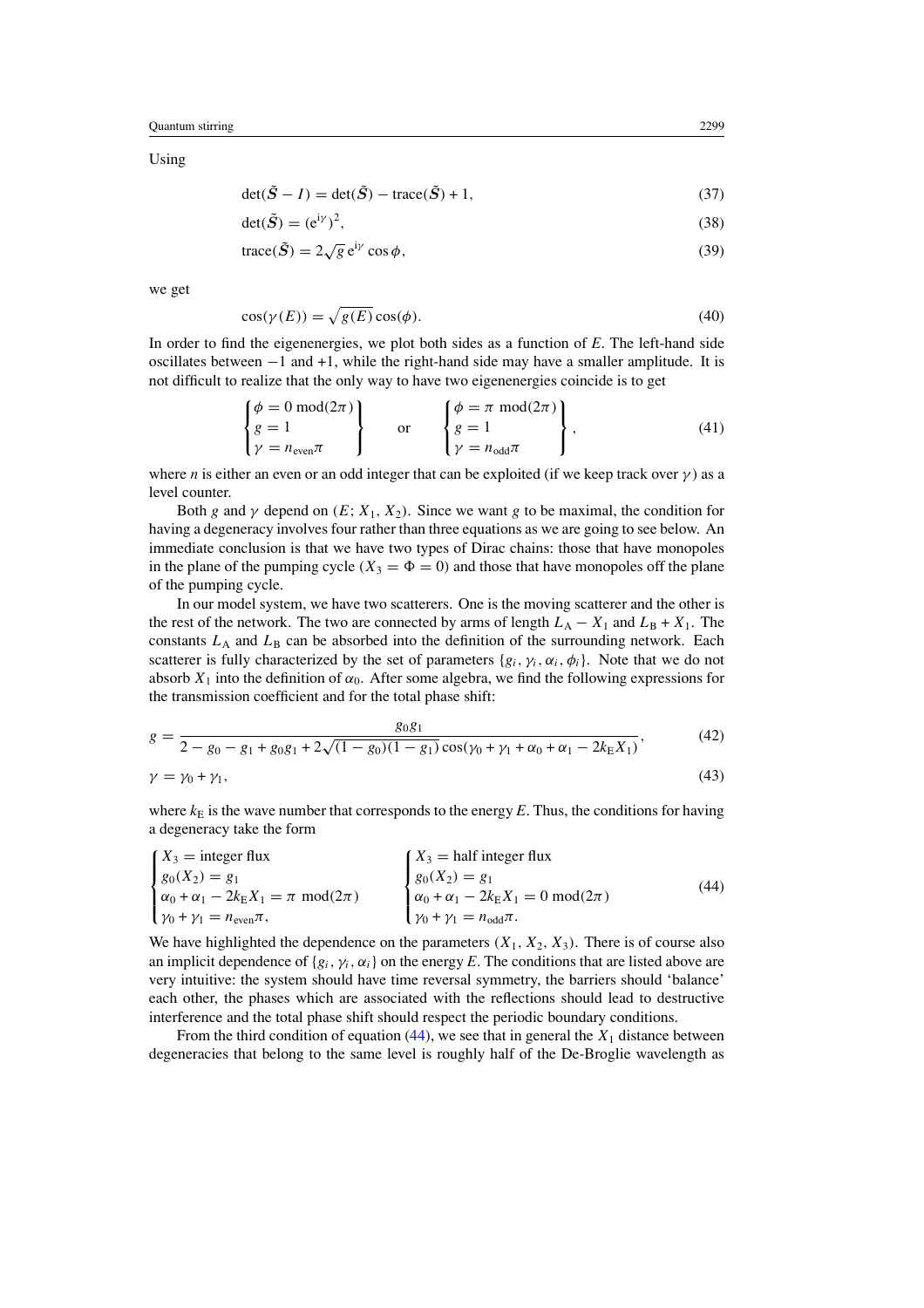Using

$$\det(\tilde{\boldsymbol{S}} - I) = \det(\tilde{\boldsymbol{S}}) - \mathrm{trace}(\tilde{\boldsymbol{S}}) + 1, \tag{37}$$

$$\det(\tilde{\boldsymbol{S}}) = (\mathrm{e}^{\mathrm{i}\gamma})^2, \tag{38}$$

$$\mathrm{trace}(\tilde{\boldsymbol{S}}) = 2\sqrt{g}\,\mathrm{e}^{\mathrm{i}\gamma}\cos\phi, \tag{39}$$

we get

$$\cos(\gamma(E)) = \sqrt{g(E)}\cos(\phi). \tag{40}$$

In order to find the eigenenergies, we plot both sides as a function of $E$. The left-hand side oscillates between $-1$ and $+1$, while the right-hand side may have a smaller amplitude. It is not difficult to realize that the only way to have two eigenenergies coincide is to get

$$\left\{\begin{matrix} \phi = 0 \bmod(2\pi) \\ g = 1 \\ \gamma = n_{\mathrm{even}}\pi \end{matrix}\right\} \qquad \text{or} \qquad \left\{\begin{matrix} \phi = \pi \bmod(2\pi) \\ g = 1 \\ \gamma = n_{\mathrm{odd}}\pi \end{matrix}\right\}, \tag{41}$$

where $n$ is either an even or an odd integer that can be exploited (if we keep track over $\gamma$) as a level counter.

Both $g$ and $\gamma$ depend on $(E; X_1, X_2)$. Since we want $g$ to be maximal, the condition for having a degeneracy involves four rather than three equations as we are going to see below. An immediate conclusion is that we have two types of Dirac chains: those that have monopoles in the plane of the pumping cycle ($X_3 = \Phi = 0$) and those that have monopoles off the plane of the pumping cycle.

In our model system, we have two scatterers. One is the moving scatterer and the other is the rest of the network. The two are connected by arms of length $L_{\mathrm{A}} - X_1$ and $L_{\mathrm{B}} + X_1$. The constants $L_{\mathrm{A}}$ and $L_{\mathrm{B}}$ can be absorbed into the definition of the surrounding network. Each scatterer is fully characterized by the set of parameters $\{g_i, \gamma_i, \alpha_i, \phi_i\}$. Note that we do not absorb $X_1$ into the definition of $\alpha_0$. After some algebra, we find the following expressions for the transmission coefficient and for the total phase shift:

$$g = \frac{g_0 g_1}{2 - g_0 - g_1 + g_0 g_1 + 2\sqrt{(1-g_0)(1-g_1)}\cos(\gamma_0 + \gamma_1 + \alpha_0 + \alpha_1 - 2k_{\mathrm{E}}X_1)}, \tag{42}$$

$$\gamma = \gamma_0 + \gamma_1, \tag{43}$$

where $k_{\mathrm{E}}$ is the wave number that corresponds to the energy $E$. Thus, the conditions for having a degeneracy take the form

$$\begin{cases} X_3 = \text{integer flux} \\ g_0(X_2) = g_1 \\ \alpha_0 + \alpha_1 - 2k_{\mathrm{E}}X_1 = \pi \bmod(2\pi) \\ \gamma_0 + \gamma_1 = n_{\mathrm{even}}\pi, \end{cases} \qquad \begin{cases} X_3 = \text{half integer flux} \\ g_0(X_2) = g_1 \\ \alpha_0 + \alpha_1 - 2k_{\mathrm{E}}X_1 = 0 \bmod(2\pi) \\ \gamma_0 + \gamma_1 = n_{\mathrm{odd}}\pi. \end{cases} \tag{44}$$

We have highlighted the dependence on the parameters $(X_1, X_2, X_3)$. There is of course also an implicit dependence of $\{g_i, \gamma_i, \alpha_i\}$ on the energy $E$. The conditions that are listed above are very intuitive: the system should have time reversal symmetry, the barriers should 'balance' each other, the phases which are associated with the reflections should lead to destructive interference and the total phase shift should respect the periodic boundary conditions.

From the third condition of equation (44), we see that in general the $X_1$ distance between degeneracies that belong to the same level is roughly half of the De-Broglie wavelength as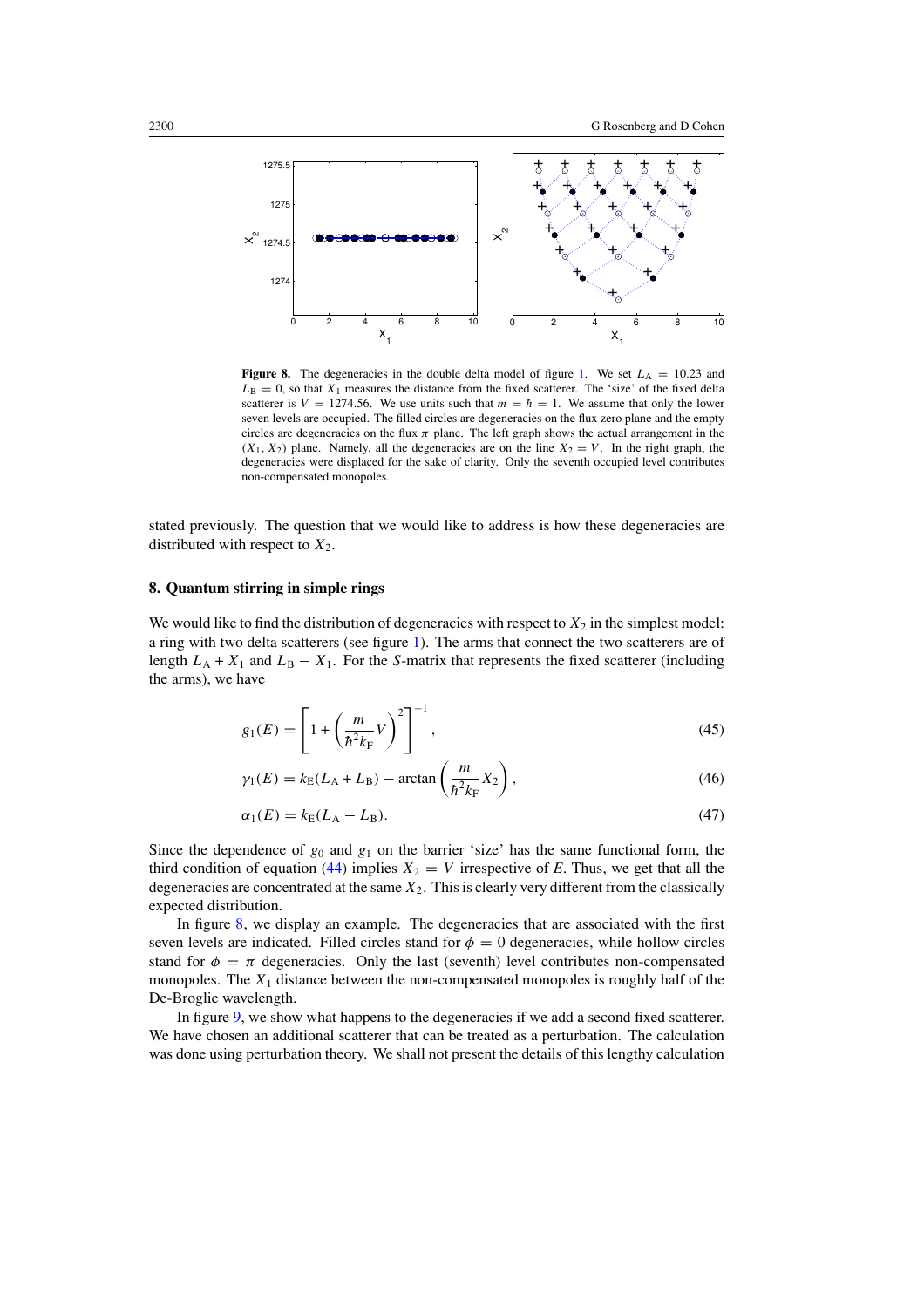**Figure 8.** The degeneracies in the double delta model of figure 1. We set $L_A = 10.23$ and $L_B = 0$, so that $X_1$ measures the distance from the fixed scatterer. The 'size' of the fixed delta scatterer is $V = 1274.56$. We use units such that $m = \hbar = 1$. We assume that only the lower seven levels are occupied. The filled circles are degeneracies on the flux zero plane and the empty circles are degeneracies on the flux $\pi$ plane. The left graph shows the actual arrangement in the $(X_1, X_2)$ plane. Namely, all the degeneracies are on the line $X_2 = V$. In the right graph, the degeneracies were displaced for the sake of clarity. Only the seventh occupied level contributes non-compensated monopoles.

stated previously. The question that we would like to address is how these degeneracies are distributed with respect to $X_2$.

## 8. Quantum stirring in simple rings

We would like to find the distribution of degeneracies with respect to $X_2$ in the simplest model: a ring with two delta scatterers (see figure 1). The arms that connect the two scatterers are of length $L_A + X_1$ and $L_B - X_1$. For the $S$-matrix that represents the fixed scatterer (including the arms), we have

$$g_1(E) = \left[1 + \left(\frac{m}{\hbar^2 k_F} V\right)^2\right]^{-1}, \tag{45}$$

$$\gamma_1(E) = k_E(L_A + L_B) - \arctan\left(\frac{m}{\hbar^2 k_F} X_2\right), \tag{46}$$

$$\alpha_1(E) = k_E(L_A - L_B). \tag{47}$$

Since the dependence of $g_0$ and $g_1$ on the barrier 'size' has the same functional form, the third condition of equation (44) implies $X_2 = V$ irrespective of $E$. Thus, we get that all the degeneracies are concentrated at the same $X_2$. This is clearly very different from the classically expected distribution.

In figure 8, we display an example. The degeneracies that are associated with the first seven levels are indicated. Filled circles stand for $\phi = 0$ degeneracies, while hollow circles stand for $\phi = \pi$ degeneracies. Only the last (seventh) level contributes non-compensated monopoles. The $X_1$ distance between the non-compensated monopoles is roughly half of the De-Broglie wavelength.

In figure 9, we show what happens to the degeneracies if we add a second fixed scatterer. We have chosen an additional scatterer that can be treated as a perturbation. The calculation was done using perturbation theory. We shall not present the details of this lengthy calculation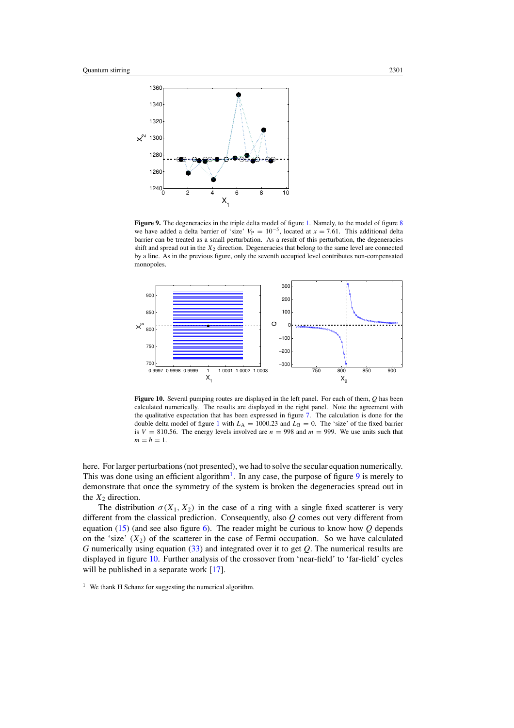**Figure 9.** The degeneracies in the triple delta model of figure 1. Namely, to the model of figure 8 we have added a delta barrier of 'size' $V_P = 10^{-5}$, located at $x = 7.61$. This additional delta barrier can be treated as a small perturbation. As a result of this perturbation, the degeneracies shift and spread out in the $X_2$ direction. Degeneracies that belong to the same level are connected by a line. As in the previous figure, only the seventh occupied level contributes non-compensated monopoles.

**Figure 10.** Several pumping routes are displayed in the left panel. For each of them, $Q$ has been calculated numerically. The results are displayed in the right panel. Note the agreement with the qualitative expectation that has been expressed in figure 7. The calculation is done for the double delta model of figure 1 with $L_A = 1000.23$ and $L_B = 0$. The 'size' of the fixed barrier is $V = 810.56$. The energy levels involved are $n = 998$ and $m = 999$. We use units such that $m = \hbar = 1$.

here. For larger perturbations (not presented), we had to solve the secular equation numerically. This was done using an efficient algorithm[1]. In any case, the purpose of figure 9 is merely to demonstrate that once the symmetry of the system is broken the degeneracies spread out in the $X_2$ direction.

The distribution $\sigma(X_1, X_2)$ in the case of a ring with a single fixed scatterer is very different from the classical prediction. Consequently, also $Q$ comes out very different from equation (15) (and see also figure 6). The reader might be curious to know how $Q$ depends on the 'size' ($X_2$) of the scatterer in the case of Fermi occupation. So we have calculated $G$ numerically using equation (33) and integrated over it to get $Q$. The numerical results are displayed in figure 10. Further analysis of the crossover from 'near-field' to 'far-field' cycles will be published in a separate work [17].

[1] We thank H Schanz for suggesting the numerical algorithm.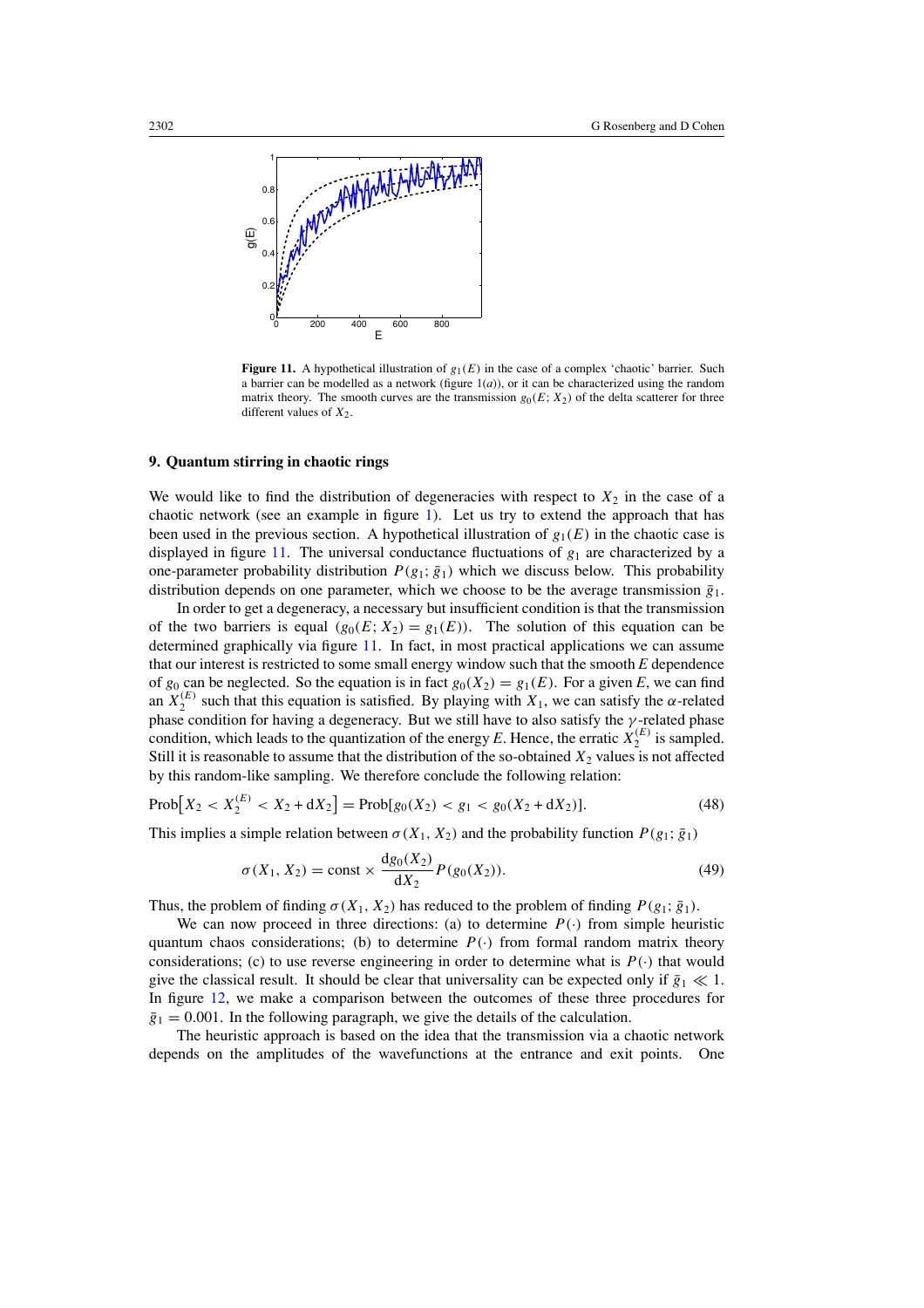Figure 11. A hypothetical illustration of $g_1(E)$ in the case of a complex 'chaotic' barrier. Such a barrier can be modelled as a network (figure 1(*a*)), or it can be characterized using the random matrix theory. The smooth curves are the transmission $g_0(E; X_2)$ of the delta scatterer for three different values of $X_2$.

## 9. Quantum stirring in chaotic rings

We would like to find the distribution of degeneracies with respect to $X_2$ in the case of a chaotic network (see an example in figure 1). Let us try to extend the approach that has been used in the previous section. A hypothetical illustration of $g_1(E)$ in the chaotic case is displayed in figure 11. The universal conductance fluctuations of $g_1$ are characterized by a one-parameter probability distribution $P(g_1; \bar{g}_1)$ which we discuss below. This probability distribution depends on one parameter, which we choose to be the average transmission $\bar{g}_1$.

In order to get a degeneracy, a necessary but insufficient condition is that the transmission of the two barriers is equal ($g_0(E; X_2) = g_1(E)$). The solution of this equation can be determined graphically via figure 11. In fact, in most practical applications we can assume that our interest is restricted to some small energy window such that the smooth $E$ dependence of $g_0$ can be neglected. So the equation is in fact $g_0(X_2) = g_1(E)$. For a given $E$, we can find an $X_2^{(E)}$ such that this equation is satisfied. By playing with $X_1$, we can satisfy the $\alpha$-related phase condition for having a degeneracy. But we still have to also satisfy the $\gamma$-related phase condition, which leads to the quantization of the energy $E$. Hence, the erratic $X_2^{(E)}$ is sampled. Still it is reasonable to assume that the distribution of the so-obtained $X_2$ values is not affected by this random-like sampling. We therefore conclude the following relation:

$$\mathrm{Prob}\big[X_2 < X_2^{(E)} < X_2 + \mathrm{d}X_2\big] = \mathrm{Prob}[g_0(X_2) < g_1 < g_0(X_2 + \mathrm{d}X_2)]. \tag{48}$$

This implies a simple relation between $\sigma(X_1, X_2)$ and the probability function $P(g_1; \bar{g}_1)$

$$\sigma(X_1, X_2) = \text{const} \times \frac{\mathrm{d}g_0(X_2)}{\mathrm{d}X_2} P(g_0(X_2)). \tag{49}$$

Thus, the problem of finding $\sigma(X_1, X_2)$ has reduced to the problem of finding $P(g_1; \bar{g}_1)$.

We can now proceed in three directions: (a) to determine $P(\cdot)$ from simple heuristic quantum chaos considerations; (b) to determine $P(\cdot)$ from formal random matrix theory considerations; (c) to use reverse engineering in order to determine what is $P(\cdot)$ that would give the classical result. It should be clear that universality can be expected only if $\bar{g}_1 \ll 1$. In figure 12, we make a comparison between the outcomes of these three procedures for $\bar{g}_1 = 0.001$. In the following paragraph, we give the details of the calculation.

The heuristic approach is based on the idea that the transmission via a chaotic network depends on the amplitudes of the wavefunctions at the entrance and exit points. One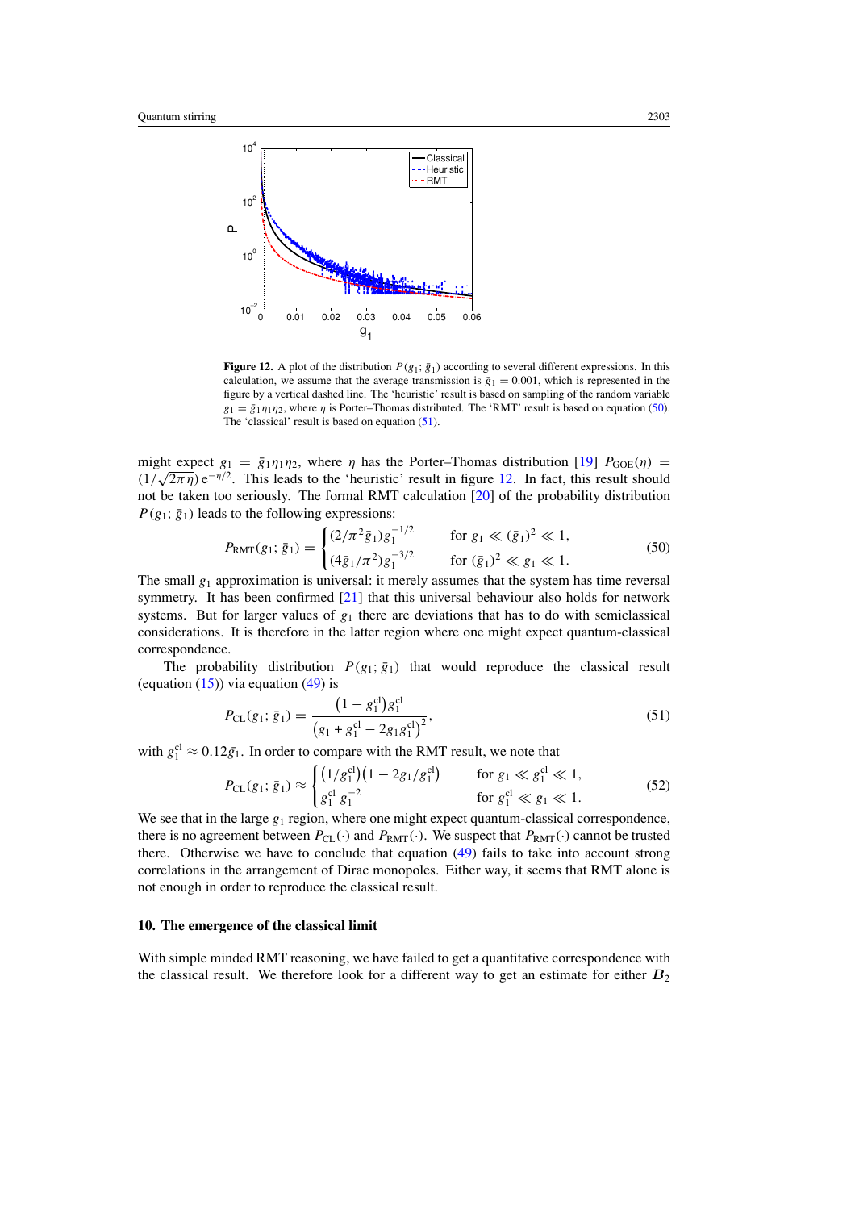**Figure 12.** A plot of the distribution $P(g_1; \bar{g}_1)$ according to several different expressions. In this calculation, we assume that the average transmission is $\bar{g}_1 = 0.001$, which is represented in the figure by a vertical dashed line. The 'heuristic' result is based on sampling of the random variable $g_1 = \bar{g}_1\eta_1\eta_2$, where $\eta$ is Porter–Thomas distributed. The 'RMT' result is based on equation (50). The 'classical' result is based on equation (51).

might expect $g_1 = \bar{g}_1\eta_1\eta_2$, where $\eta$ has the Porter–Thomas distribution [19] $P_{\text{GOE}}(\eta) = (1/\sqrt{2\pi\eta})\,\mathrm{e}^{-\eta/2}$. This leads to the 'heuristic' result in figure 12. In fact, this result should not be taken too seriously. The formal RMT calculation [20] of the probability distribution $P(g_1; \bar{g}_1)$ leads to the following expressions:

$$P_{\text{RMT}}(g_1; \bar{g}_1) = \begin{cases} (2/\pi^2\bar{g}_1)g_1^{-1/2} & \text{for } g_1 \ll (\bar{g}_1)^2 \ll 1, \\ (4\bar{g}_1/\pi^2)g_1^{-3/2} & \text{for } (\bar{g}_1)^2 \ll g_1 \ll 1. \end{cases} \tag{50}$$

The small $g_1$ approximation is universal: it merely assumes that the system has time reversal symmetry. It has been confirmed [21] that this universal behaviour also holds for network systems. But for larger values of $g_1$ there are deviations that has to do with semiclassical considerations. It is therefore in the latter region where one might expect quantum-classical correspondence.

The probability distribution $P(g_1; \bar{g}_1)$ that would reproduce the classical result (equation (15)) via equation (49) is

$$P_{\text{CL}}(g_1; \bar{g}_1) = \frac{\left(1 - g_1^{\text{cl}}\right)g_1^{\text{cl}}}{\left(g_1 + g_1^{\text{cl}} - 2g_1g_1^{\text{cl}}\right)^2}, \tag{51}$$

with $g_1^{\text{cl}} \approx 0.12\bar{g}_1$. In order to compare with the RMT result, we note that

$$P_{\text{CL}}(g_1; \bar{g}_1) \approx \begin{cases} \left(1/g_1^{\text{cl}}\right)\left(1 - 2g_1/g_1^{\text{cl}}\right) & \text{for } g_1 \ll g_1^{\text{cl}} \ll 1, \\ g_1^{\text{cl}}\, g_1^{-2} & \text{for } g_1^{\text{cl}} \ll g_1 \ll 1. \end{cases} \tag{52}$$

We see that in the large $g_1$ region, where one might expect quantum-classical correspondence, there is no agreement between $P_{\text{CL}}(\cdot)$ and $P_{\text{RMT}}(\cdot)$. We suspect that $P_{\text{RMT}}(\cdot)$ cannot be trusted there. Otherwise we have to conclude that equation (49) fails to take into account strong correlations in the arrangement of Dirac monopoles. Either way, it seems that RMT alone is not enough in order to reproduce the classical result.

## 10. The emergence of the classical limit

With simple minded RMT reasoning, we have failed to get a quantitative correspondence with the classical result. We therefore look for a different way to get an estimate for either $\boldsymbol{B}_2$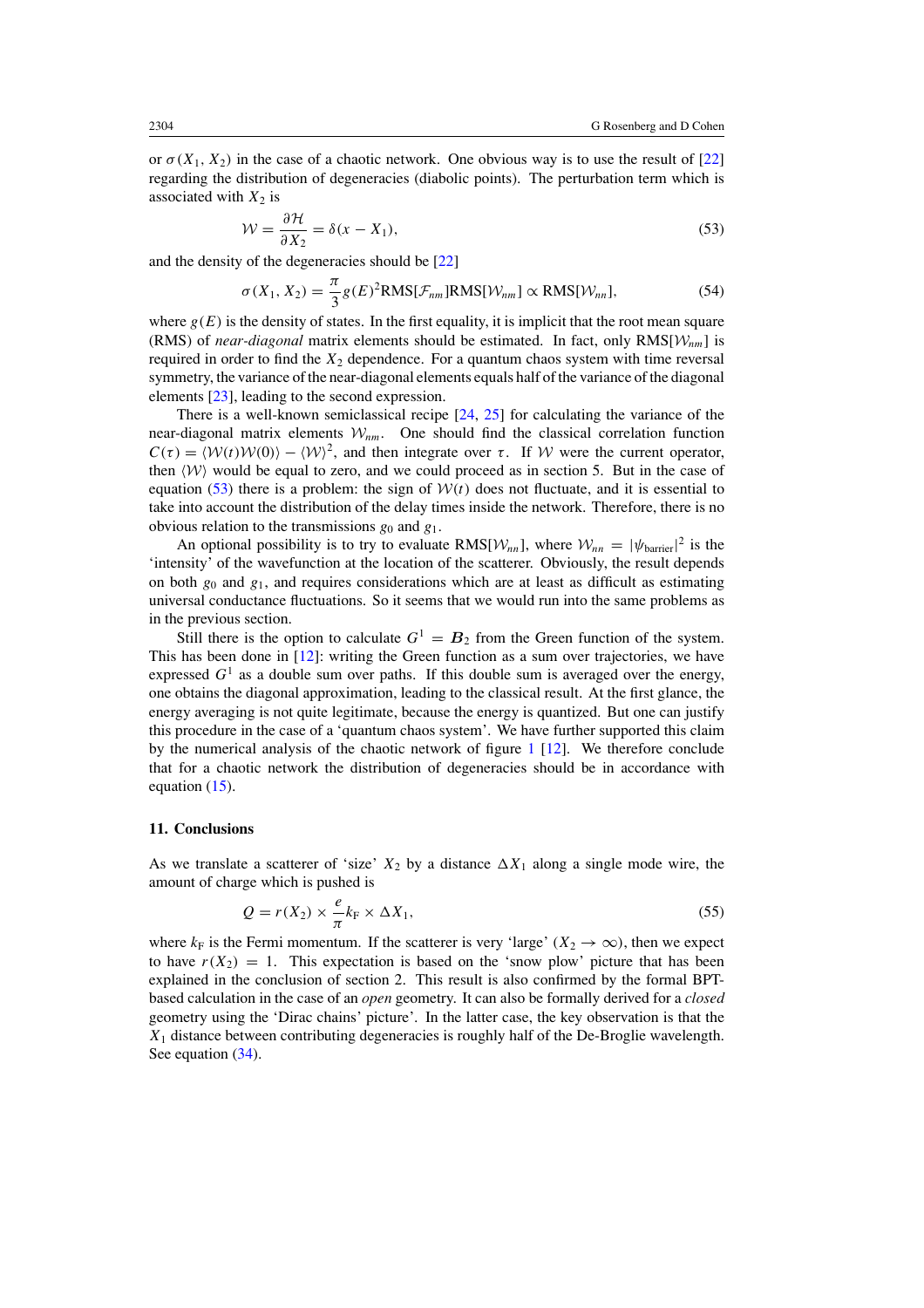or $\sigma(X_1, X_2)$ in the case of a chaotic network. One obvious way is to use the result of [22] regarding the distribution of degeneracies (diabolic points). The perturbation term which is associated with $X_2$ is

$$\mathcal{W} = \frac{\partial \mathcal{H}}{\partial X_2} = \delta(x - X_1), \tag{53}$$

and the density of the degeneracies should be [22]

$$\sigma(X_1, X_2) = \frac{\pi}{3} g(E)^2 \mathrm{RMS}[\mathcal{F}_{nm}]\mathrm{RMS}[\mathcal{W}_{nm}] \propto \mathrm{RMS}[\mathcal{W}_{nn}], \tag{54}$$

where $g(E)$ is the density of states. In the first equality, it is implicit that the root mean square (RMS) of *near-diagonal* matrix elements should be estimated. In fact, only $\mathrm{RMS}[\mathcal{W}_{nm}]$ is required in order to find the $X_2$ dependence. For a quantum chaos system with time reversal symmetry, the variance of the near-diagonal elements equals half of the variance of the diagonal elements [23], leading to the second expression.

There is a well-known semiclassical recipe [24, 25] for calculating the variance of the near-diagonal matrix elements $\mathcal{W}_{nm}$. One should find the classical correlation function $C(\tau) = \langle \mathcal{W}(t)\mathcal{W}(0)\rangle - \langle \mathcal{W}\rangle^2$, and then integrate over $\tau$. If $\mathcal{W}$ were the current operator, then $\langle \mathcal{W}\rangle$ would be equal to zero, and we could proceed as in section 5. But in the case of equation (53) there is a problem: the sign of $\mathcal{W}(t)$ does not fluctuate, and it is essential to take into account the distribution of the delay times inside the network. Therefore, there is no obvious relation to the transmissions $g_0$ and $g_1$.

An optional possibility is to try to evaluate $\mathrm{RMS}[\mathcal{W}_{nn}]$, where $\mathcal{W}_{nn} = |\psi_{\mathrm{barrier}}|^2$ is the 'intensity' of the wavefunction at the location of the scatterer. Obviously, the result depends on both $g_0$ and $g_1$, and requires considerations which are at least as difficult as estimating universal conductance fluctuations. So it seems that we would run into the same problems as in the previous section.

Still there is the option to calculate $G^1 = \boldsymbol{B}_2$ from the Green function of the system. This has been done in [12]: writing the Green function as a sum over trajectories, we have expressed $G^1$ as a double sum over paths. If this double sum is averaged over the energy, one obtains the diagonal approximation, leading to the classical result. At the first glance, the energy averaging is not quite legitimate, because the energy is quantized. But one can justify this procedure in the case of a 'quantum chaos system'. We have further supported this claim by the numerical analysis of the chaotic network of figure 1 [12]. We therefore conclude that for a chaotic network the distribution of degeneracies should be in accordance with equation (15).

## 11. Conclusions

As we translate a scatterer of 'size' $X_2$ by a distance $\Delta X_1$ along a single mode wire, the amount of charge which is pushed is

$$Q = r(X_2) \times \frac{e}{\pi} k_{\mathrm{F}} \times \Delta X_1, \tag{55}$$

where $k_{\mathrm{F}}$ is the Fermi momentum. If the scatterer is very 'large' ($X_2 \to \infty$), then we expect to have $r(X_2) = 1$. This expectation is based on the 'snow plow' picture that has been explained in the conclusion of section 2. This result is also confirmed by the formal BPT-based calculation in the case of an *open* geometry. It can also be formally derived for a *closed* geometry using the 'Dirac chains' picture'. In the latter case, the key observation is that the $X_1$ distance between contributing degeneracies is roughly half of the De-Broglie wavelength. See equation (34).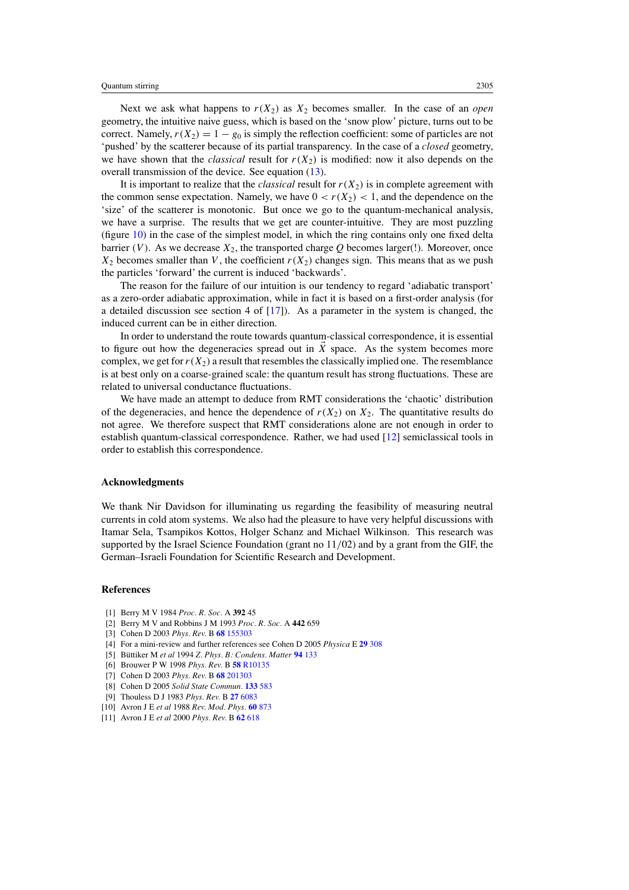Next we ask what happens to $r(X_2)$ as $X_2$ becomes smaller. In the case of an *open* geometry, the intuitive naive guess, which is based on the 'snow plow' picture, turns out to be correct. Namely, $r(X_2) = 1 - g_0$ is simply the reflection coefficient: some of particles are not 'pushed' by the scatterer because of its partial transparency. In the case of a *closed* geometry, we have shown that the *classical* result for $r(X_2)$ is modified: now it also depends on the overall transmission of the device. See equation (13).

It is important to realize that the *classical* result for $r(X_2)$ is in complete agreement with the common sense expectation. Namely, we have $0 < r(X_2) < 1$, and the dependence on the 'size' of the scatterer is monotonic. But once we go to the quantum-mechanical analysis, we have a surprise. The results that we get are counter-intuitive. They are most puzzling (figure 10) in the case of the simplest model, in which the ring contains only one fixed delta barrier ($V$). As we decrease $X_2$, the transported charge $Q$ becomes larger(!). Moreover, once $X_2$ becomes smaller than $V$, the coefficient $r(X_2)$ changes sign. This means that as we push the particles 'forward' the current is induced 'backwards'.

The reason for the failure of our intuition is our tendency to regard 'adiabatic transport' as a zero-order adiabatic approximation, while in fact it is based on a first-order analysis (for a detailed discussion see section 4 of [17]). As a parameter in the system is changed, the induced current can be in either direction.

In order to understand the route towards quantum-classical correspondence, it is essential to figure out how the degeneracies spread out in $\vec{X}$ space. As the system becomes more complex, we get for $r(X_2)$ a result that resembles the classically implied one. The resemblance is at best only on a coarse-grained scale: the quantum result has strong fluctuations. These are related to universal conductance fluctuations.

We have made an attempt to deduce from RMT considerations the 'chaotic' distribution of the degeneracies, and hence the dependence of $r(X_2)$ on $X_2$. The quantitative results do not agree. We therefore suspect that RMT considerations alone are not enough in order to establish quantum-classical correspondence. Rather, we had used [12] semiclassical tools in order to establish this correspondence.

## Acknowledgments

We thank Nir Davidson for illuminating us regarding the feasibility of measuring neutral currents in cold atom systems. We also had the pleasure to have very helpful discussions with Itamar Sela, Tsampikos Kottos, Holger Schanz and Michael Wilkinson. This research was supported by the Israel Science Foundation (grant no 11/02) and by a grant from the GIF, the German–Israeli Foundation for Scientific Research and Development.

## References

[1] Berry M V 1984 *Proc. R. Soc.* A **392** 45
[2] Berry M V and Robbins J M 1993 *Proc. R. Soc.* A **442** 659
[3] Cohen D 2003 *Phys. Rev.* B **68** 155303
[4] For a mini-review and further references see Cohen D 2005 *Physica* E **29** 308
[5] Büttiker M *et al* 1994 *Z. Phys. B: Condens. Matter* **94** 133
[6] Brouwer P W 1998 *Phys. Rev.* B **58** R10135
[7] Cohen D 2003 *Phys. Rev.* B **68** 201303
[8] Cohen D 2005 *Solid State Commun.* **133** 583
[9] Thouless D J 1983 *Phys. Rev.* B **27** 6083
[10] Avron J E *et al* 1988 *Rev. Mod. Phys.* **60** 873
[11] Avron J E *et al* 2000 *Phys. Rev.* B **62** 618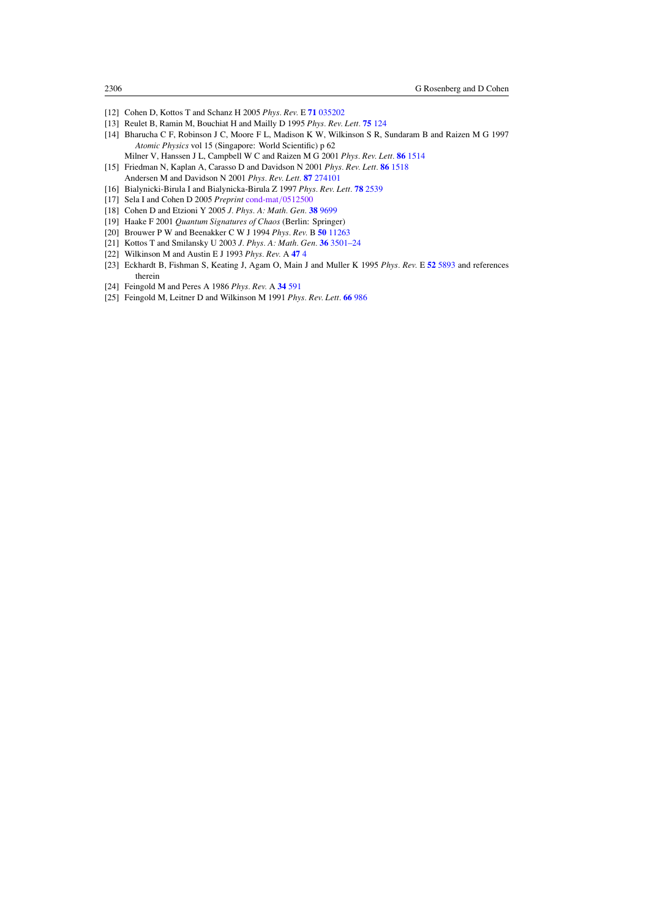[12] Cohen D, Kottos T and Schanz H 2005 *Phys. Rev.* E **71** 035202

[13] Reulet B, Ramin M, Bouchiat H and Mailly D 1995 *Phys. Rev. Lett.* **75** 124

[14] Bharucha C F, Robinson J C, Moore F L, Madison K W, Wilkinson S R, Sundaram B and Raizen M G 1997 *Atomic Physics* vol 15 (Singapore: World Scientific) p 62
Milner V, Hanssen J L, Campbell W C and Raizen M G 2001 *Phys. Rev. Lett.* **86** 1514

[15] Friedman N, Kaplan A, Carasso D and Davidson N 2001 *Phys. Rev. Lett.* **86** 1518
Andersen M and Davidson N 2001 *Phys. Rev. Lett.* **87** 274101

[16] Bialynicki-Birula I and Bialynicka-Birula Z 1997 *Phys. Rev. Lett.* **78** 2539

[17] Sela I and Cohen D 2005 *Preprint* cond-mat/0512500

[18] Cohen D and Etzioni Y 2005 *J. Phys. A: Math. Gen.* **38** 9699

[19] Haake F 2001 *Quantum Signatures of Chaos* (Berlin: Springer)

[20] Brouwer P W and Beenakker C W J 1994 *Phys. Rev.* B **50** 11263

[21] Kottos T and Smilansky U 2003 *J. Phys. A: Math. Gen.* **36** 3501–24

[22] Wilkinson M and Austin E J 1993 *Phys. Rev.* A **47** 4

[23] Eckhardt B, Fishman S, Keating J, Agam O, Main J and Muller K 1995 *Phys. Rev.* E **52** 5893 and references therein

[24] Feingold M and Peres A 1986 *Phys. Rev.* A **34** 591

[25] Feingold M, Leitner D and Wilkinson M 1991 *Phys. Rev. Lett.* **66** 986